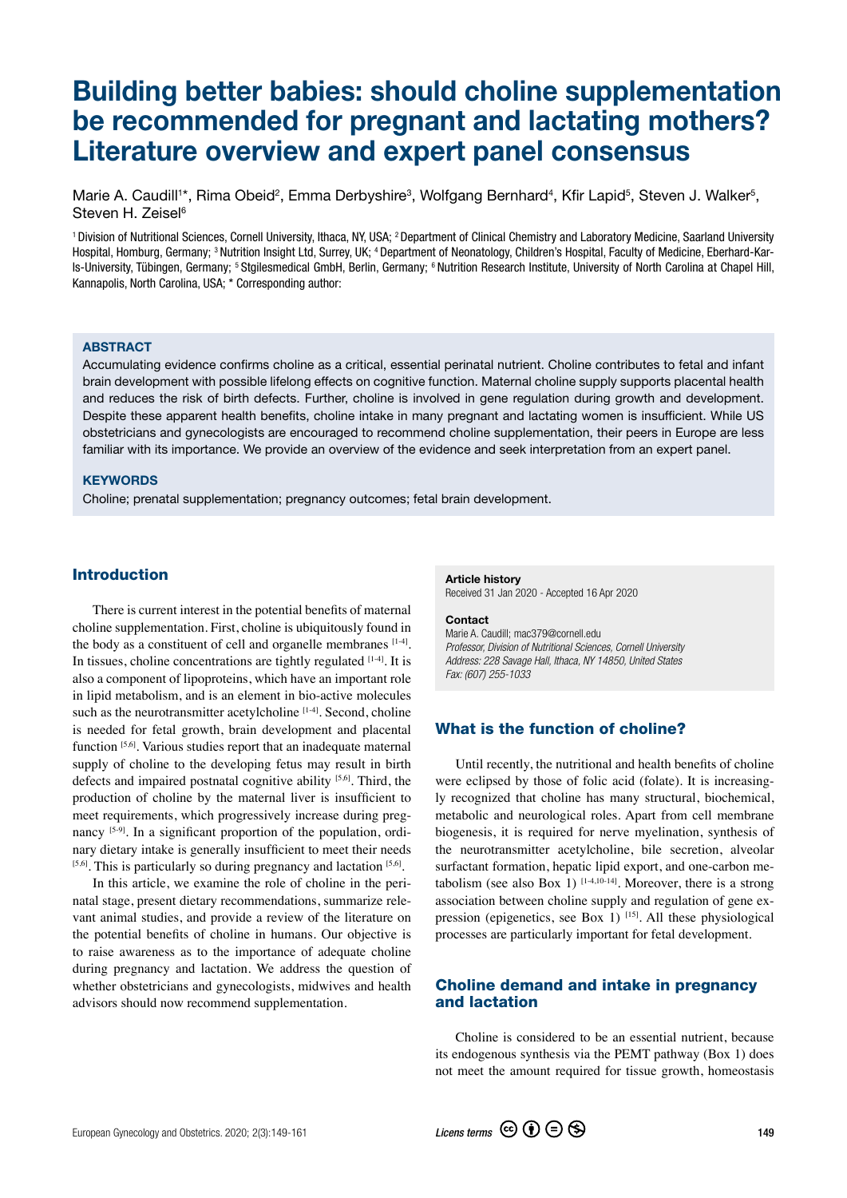# Building better babies: should choline supplementation be recommended for pregnant and lactating mothers? Literature overview and expert panel consensus

Marie A. Caudill[1]*, Rima Obeid[2], Emma Derbyshire[3], Wolfgang Bernhard[4], Kfir Lapid[5], Steven J. Walker[5], Steven H. Zeisel[6]

[1] Division of Nutritional Sciences, Cornell University, Ithaca, NY, USA; [2] Department of Clinical Chemistry and Laboratory Medicine, Saarland University Hospital, Homburg, Germany; [3] Nutrition Insight Ltd, Surrey, UK; [4] Department of Neonatology, Children's Hospital, Faculty of Medicine, Eberhard-Karls-University, Tübingen, Germany; [5] Stgilesmedical GmbH, Berlin, Germany; [6] Nutrition Research Institute, University of North Carolina at Chapel Hill, Kannapolis, North Carolina, USA; * Corresponding author:

### ABSTRACT

Accumulating evidence confirms choline as a critical, essential perinatal nutrient. Choline contributes to fetal and infant brain development with possible lifelong effects on cognitive function. Maternal choline supply supports placental health and reduces the risk of birth defects. Further, choline is involved in gene regulation during growth and development. Despite these apparent health benefits, choline intake in many pregnant and lactating women is insufficient. While US obstetricians and gynecologists are encouraged to recommend choline supplementation, their peers in Europe are less familiar with its importance. We provide an overview of the evidence and seek interpretation from an expert panel.

### KEYWORDS

Choline; prenatal supplementation; pregnancy outcomes; fetal brain development.

**Article history**
Received 31 Jan 2020 - Accepted 16 Apr 2020

**Contact**
Marie A. Caudill; mac379@cornell.edu
*Professor, Division of Nutritional Sciences, Cornell University*
*Address: 228 Savage Hall, Ithaca, NY 14850, United States*
*Fax: (607) 255-1033*

## Introduction

There is current interest in the potential benefits of maternal choline supplementation. First, choline is ubiquitously found in the body as a constituent of cell and organelle membranes [1-4]. In tissues, choline concentrations are tightly regulated [1-4]. It is also a component of lipoproteins, which have an important role in lipid metabolism, and is an element in bio-active molecules such as the neurotransmitter acetylcholine [1-4]. Second, choline is needed for fetal growth, brain development and placental function [5,6]. Various studies report that an inadequate maternal supply of choline to the developing fetus may result in birth defects and impaired postnatal cognitive ability [5,6]. Third, the production of choline by the maternal liver is insufficient to meet requirements, which progressively increase during pregnancy [5-9]. In a significant proportion of the population, ordinary dietary intake is generally insufficient to meet their needs [5,6]. This is particularly so during pregnancy and lactation [5,6].

In this article, we examine the role of choline in the perinatal stage, present dietary recommendations, summarize relevant animal studies, and provide a review of the literature on the potential benefits of choline in humans. Our objective is to raise awareness as to the importance of adequate choline during pregnancy and lactation. We address the question of whether obstetricians and gynecologists, midwives and health advisors should now recommend supplementation.

## What is the function of choline?

Until recently, the nutritional and health benefits of choline were eclipsed by those of folic acid (folate). It is increasingly recognized that choline has many structural, biochemical, metabolic and neurological roles. Apart from cell membrane biogenesis, it is required for nerve myelination, synthesis of the neurotransmitter acetylcholine, bile secretion, alveolar surfactant formation, hepatic lipid export, and one-carbon metabolism (see also Box 1) [1-4,10-14]. Moreover, there is a strong association between choline supply and regulation of gene expression (epigenetics, see Box 1) [15]. All these physiological processes are particularly important for fetal development.

## Choline demand and intake in pregnancy and lactation

Choline is considered to be an essential nutrient, because its endogenous synthesis via the PEMT pathway (Box 1) does not meet the amount required for tissue growth, homeostasis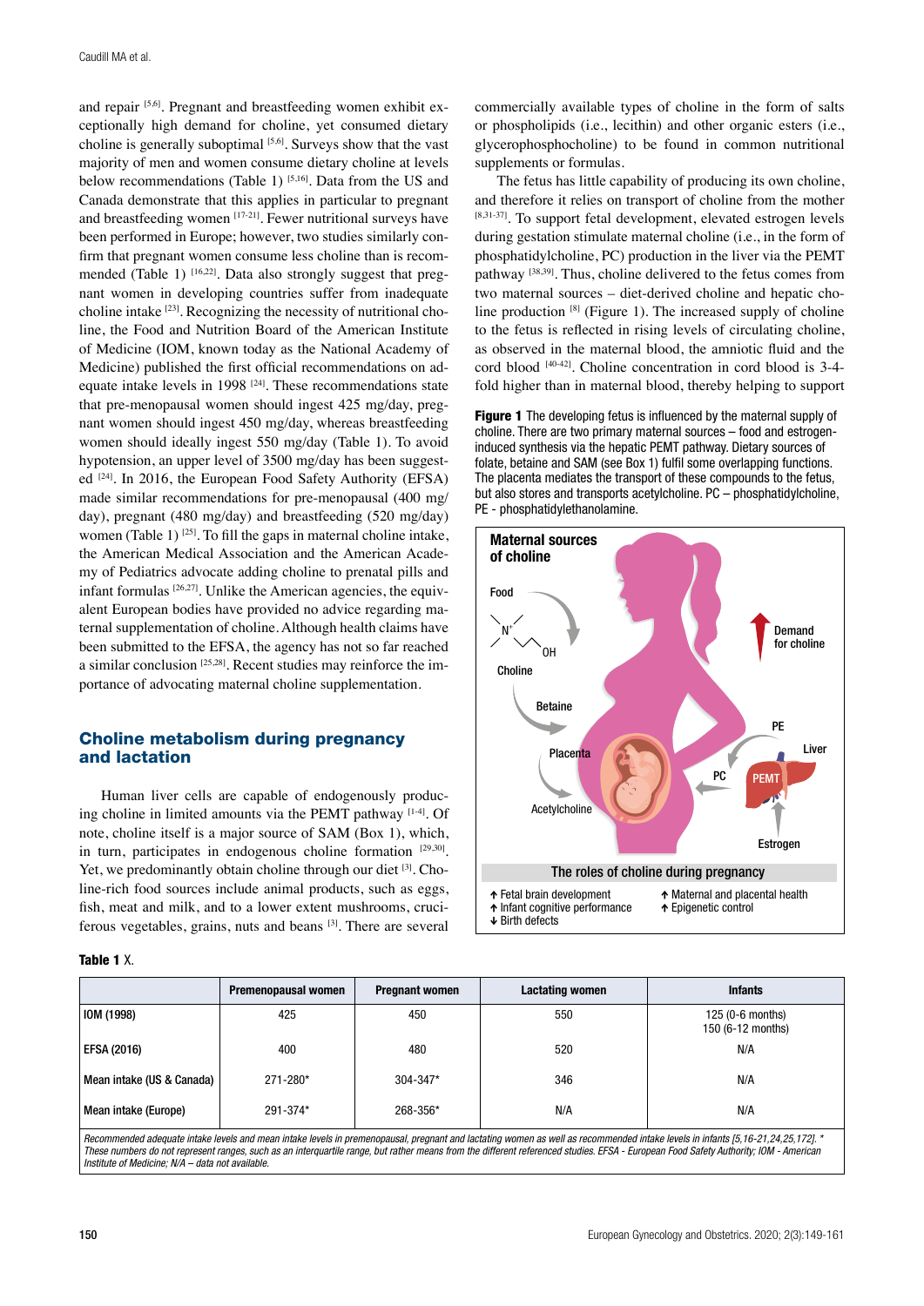and repair [5,6]. Pregnant and breastfeeding women exhibit exceptionally high demand for choline, yet consumed dietary choline is generally suboptimal [5,6]. Surveys show that the vast majority of men and women consume dietary choline at levels below recommendations (Table 1) [5,16]. Data from the US and Canada demonstrate that this applies in particular to pregnant and breastfeeding women [17-21]. Fewer nutritional surveys have been performed in Europe; however, two studies similarly confirm that pregnant women consume less choline than is recommended (Table 1) [16,22]. Data also strongly suggest that pregnant women in developing countries suffer from inadequate choline intake [23]. Recognizing the necessity of nutritional choline, the Food and Nutrition Board of the American Institute of Medicine (IOM, known today as the National Academy of Medicine) published the first official recommendations on adequate intake levels in 1998 [24]. These recommendations state that pre-menopausal women should ingest 425 mg/day, pregnant women should ingest 450 mg/day, whereas breastfeeding women should ideally ingest 550 mg/day (Table 1). To avoid hypotension, an upper level of 3500 mg/day has been suggested [24]. In 2016, the European Food Safety Authority (EFSA) made similar recommendations for pre-menopausal (400 mg/day), pregnant (480 mg/day) and breastfeeding (520 mg/day) women (Table 1) [25]. To fill the gaps in maternal choline intake, the American Medical Association and the American Academy of Pediatrics advocate adding choline to prenatal pills and infant formulas [26,27]. Unlike the American agencies, the equivalent European bodies have provided no advice regarding maternal supplementation of choline. Although health claims have been submitted to the EFSA, the agency has not so far reached a similar conclusion [25,28]. Recent studies may reinforce the importance of advocating maternal choline supplementation.

## Choline metabolism during pregnancy and lactation

Human liver cells are capable of endogenously producing choline in limited amounts via the PEMT pathway [1-4]. Of note, choline itself is a major source of SAM (Box 1), which, in turn, participates in endogenous choline formation [29,30]. Yet, we predominantly obtain choline through our diet [3]. Choline-rich food sources include animal products, such as eggs, fish, meat and milk, and to a lower extent mushrooms, cruciferous vegetables, grains, nuts and beans [3]. There are several commercially available types of choline in the form of salts or phospholipids (i.e., lecithin) and other organic esters (i.e., glycerophosphocholine) to be found in common nutritional supplements or formulas.

The fetus has little capability of producing its own choline, and therefore it relies on transport of choline from the mother [8,31-37]. To support fetal development, elevated estrogen levels during gestation stimulate maternal choline (i.e., in the form of phosphatidylcholine, PC) production in the liver via the PEMT pathway [38,39]. Thus, choline delivered to the fetus comes from two maternal sources – diet-derived choline and hepatic choline production [8] (Figure 1). The increased supply of choline to the fetus is reflected in rising levels of circulating choline, as observed in the maternal blood, the amniotic fluid and the cord blood [40-42]. Choline concentration in cord blood is 3-4-fold higher than in maternal blood, thereby helping to support

**Figure 1** The developing fetus is influenced by the maternal supply of choline. There are two primary maternal sources – food and estrogen-induced synthesis via the hepatic PEMT pathway. Dietary sources of folate, betaine and SAM (see Box 1) fulfil some overlapping functions. The placenta mediates the transport of these compounds to the fetus, but also stores and transports acetylcholine. PC – phosphatidylcholine, PE - phosphatidylethanolamine.

**Table 1** X.

| | Premenopausal women | Pregnant women | Lactating women | Infants |
|---|---|---|---|---|
| IOM (1998) | 425 | 450 | 550 | 125 (0-6 months) 150 (6-12 months) |
| EFSA (2016) | 400 | 480 | 520 | N/A |
| Mean intake (US & Canada) | 271-280* | 304-347* | 346 | N/A |
| Mean intake (Europe) | 291-374* | 268-356* | N/A | N/A |

*Recommended adequate intake levels and mean intake levels in premenopausal, pregnant and lactating women as well as recommended intake levels in infants [5,16-21,24,25,172]. * These numbers do not represent ranges, such as an interquartile range, but rather means from the different referenced studies. EFSA - European Food Safety Authority; IOM - American Institute of Medicine; N/A – data not available.*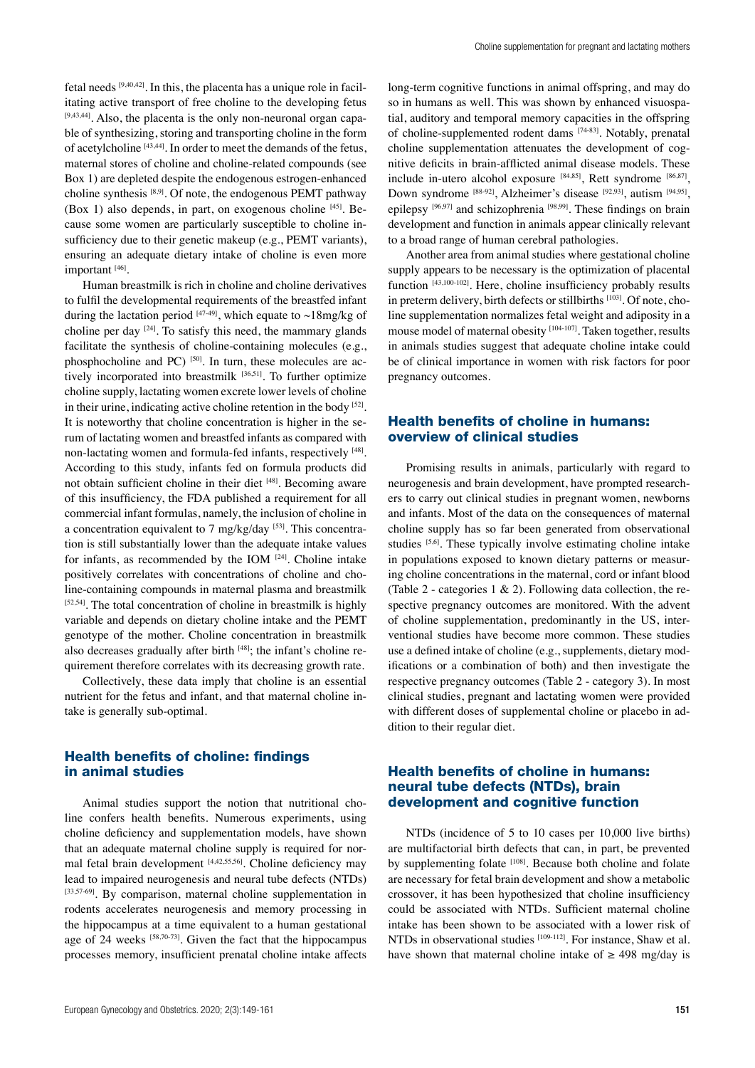fetal needs [9,40,42]. In this, the placenta has a unique role in facilitating active transport of free choline to the developing fetus [9,43,44]. Also, the placenta is the only non-neuronal organ capable of synthesizing, storing and transporting choline in the form of acetylcholine [43,44]. In order to meet the demands of the fetus, maternal stores of choline and choline-related compounds (see Box 1) are depleted despite the endogenous estrogen-enhanced choline synthesis [8,9]. Of note, the endogenous PEMT pathway (Box 1) also depends, in part, on exogenous choline [45]. Because some women are particularly susceptible to choline insufficiency due to their genetic makeup (e.g., PEMT variants), ensuring an adequate dietary intake of choline is even more important [46].

Human breastmilk is rich in choline and choline derivatives to fulfil the developmental requirements of the breastfed infant during the lactation period [47-49], which equate to ~18mg/kg of choline per day [24]. To satisfy this need, the mammary glands facilitate the synthesis of choline-containing molecules (e.g., phosphocholine and PC) [50]. In turn, these molecules are actively incorporated into breastmilk [36,51]. To further optimize choline supply, lactating women excrete lower levels of choline in their urine, indicating active choline retention in the body [52]. It is noteworthy that choline concentration is higher in the serum of lactating women and breastfed infants as compared with non-lactating women and formula-fed infants, respectively [48]. According to this study, infants fed on formula products did not obtain sufficient choline in their diet [48]. Becoming aware of this insufficiency, the FDA published a requirement for all commercial infant formulas, namely, the inclusion of choline in a concentration equivalent to 7 mg/kg/day [53]. This concentration is still substantially lower than the adequate intake values for infants, as recommended by the IOM [24]. Choline intake positively correlates with concentrations of choline and choline-containing compounds in maternal plasma and breastmilk [52,54]. The total concentration of choline in breastmilk is highly variable and depends on dietary choline intake and the PEMT genotype of the mother. Choline concentration in breastmilk also decreases gradually after birth [48]; the infant's choline requirement therefore correlates with its decreasing growth rate.

Collectively, these data imply that choline is an essential nutrient for the fetus and infant, and that maternal choline intake is generally sub-optimal.

## Health benefits of choline: findings in animal studies

Animal studies support the notion that nutritional choline confers health benefits. Numerous experiments, using choline deficiency and supplementation models, have shown that an adequate maternal choline supply is required for normal fetal brain development [4,42,55,56]. Choline deficiency may lead to impaired neurogenesis and neural tube defects (NTDs) [33,57-69]. By comparison, maternal choline supplementation in rodents accelerates neurogenesis and memory processing in the hippocampus at a time equivalent to a human gestational age of 24 weeks [58,70-73]. Given the fact that the hippocampus processes memory, insufficient prenatal choline intake affects long-term cognitive functions in animal offspring, and may do so in humans as well. This was shown by enhanced visuospatial, auditory and temporal memory capacities in the offspring of choline-supplemented rodent dams [74-83]. Notably, prenatal choline supplementation attenuates the development of cognitive deficits in brain-afflicted animal disease models. These include in-utero alcohol exposure [84,85], Rett syndrome [86,87], Down syndrome [88-92], Alzheimer's disease [92,93], autism [94,95], epilepsy [96,97] and schizophrenia [98,99]. These findings on brain development and function in animals appear clinically relevant to a broad range of human cerebral pathologies.

Another area from animal studies where gestational choline supply appears to be necessary is the optimization of placental function [43,100-102]. Here, choline insufficiency probably results in preterm delivery, birth defects or stillbirths [103]. Of note, choline supplementation normalizes fetal weight and adiposity in a mouse model of maternal obesity [104-107]. Taken together, results in animals studies suggest that adequate choline intake could be of clinical importance in women with risk factors for poor pregnancy outcomes.

## Health benefits of choline in humans: overview of clinical studies

Promising results in animals, particularly with regard to neurogenesis and brain development, have prompted researchers to carry out clinical studies in pregnant women, newborns and infants. Most of the data on the consequences of maternal choline supply has so far been generated from observational studies [5,6]. These typically involve estimating choline intake in populations exposed to known dietary patterns or measuring choline concentrations in the maternal, cord or infant blood (Table 2 - categories 1 & 2). Following data collection, the respective pregnancy outcomes are monitored. With the advent of choline supplementation, predominantly in the US, interventional studies have become more common. These studies use a defined intake of choline (e.g., supplements, dietary modifications or a combination of both) and then investigate the respective pregnancy outcomes (Table 2 - category 3). In most clinical studies, pregnant and lactating women were provided with different doses of supplemental choline or placebo in addition to their regular diet.

## Health benefits of choline in humans: neural tube defects (NTDs), brain development and cognitive function

NTDs (incidence of 5 to 10 cases per 10,000 live births) are multifactorial birth defects that can, in part, be prevented by supplementing folate [108]. Because both choline and folate are necessary for fetal brain development and show a metabolic crossover, it has been hypothesized that choline insufficiency could be associated with NTDs. Sufficient maternal choline intake has been shown to be associated with a lower risk of NTDs in observational studies [109-112]. For instance, Shaw et al. have shown that maternal choline intake of ≥ 498 mg/day is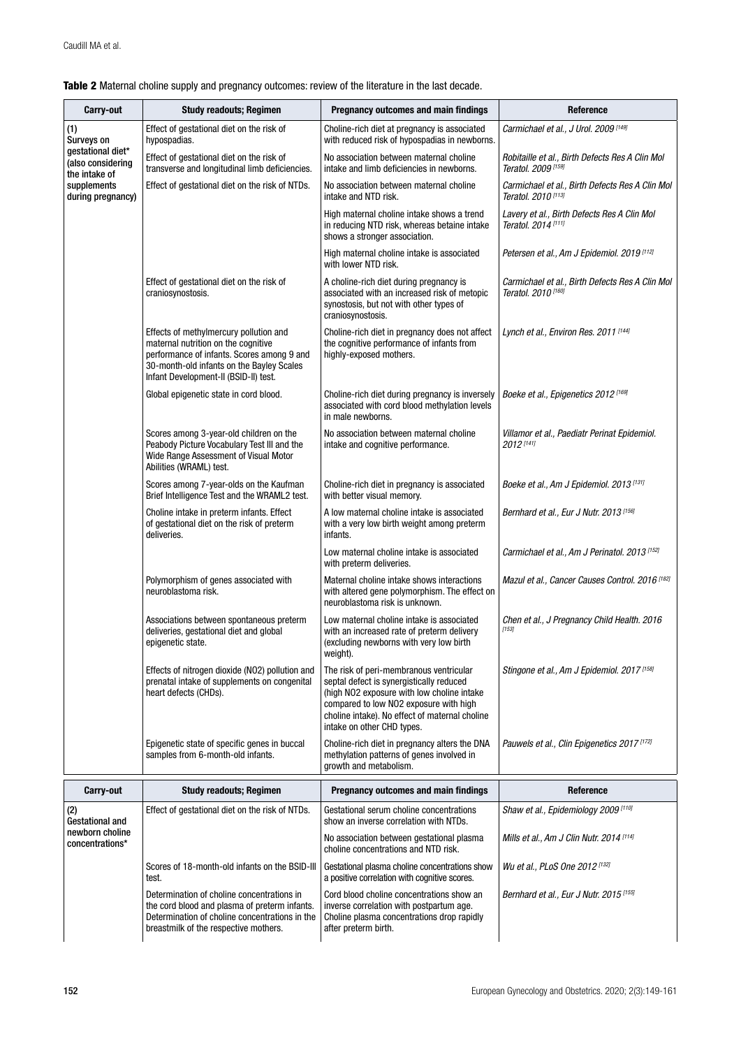**Table 2** Maternal choline supply and pregnancy outcomes: review of the literature in the last decade.

| Carry-out | Study readouts; Regimen | Pregnancy outcomes and main findings | Reference |
|---|---|---|---|
| (1) Surveys on gestational diet* (also considering the intake of supplements during pregnancy) | Effect of gestational diet on the risk of hypospadias. | Choline-rich diet at pregnancy is associated with reduced risk of hypospadias in newborns. | *Carmichael et al., J Urol. 2009* [149] |
| | Effect of gestational diet on the risk of transverse and longitudinal limb deficiencies. | No association between maternal choline intake and limb deficiencies in newborns. | *Robitaille et al., Birth Defects Res A Clin Mol Teratol. 2009* [159] |
| | Effect of gestational diet on the risk of NTDs. | No association between maternal choline intake and NTD risk. | *Carmichael et al., Birth Defects Res A Clin Mol Teratol. 2010* [113] |
| | | High maternal choline intake shows a trend in reducing NTD risk, whereas betaine intake shows a stronger association. | *Lavery et al., Birth Defects Res A Clin Mol Teratol. 2014* [111] |
| | | High maternal choline intake is associated with lower NTD risk. | *Petersen et al., Am J Epidemiol. 2019* [112] |
| | Effect of gestational diet on the risk of craniosynostosis. | A choline-rich diet during pregnancy is associated with an increased risk of metopic synostosis, but not with other types of craniosynostosis. | *Carmichael et al., Birth Defects Res A Clin Mol Teratol. 2010* [160] |
| | Effects of methylmercury pollution and maternal nutrition on the cognitive performance of infants. Scores among 9 and 30-month-old infants on the Bayley Scales Infant Development-II (BSID-II) test. | Choline-rich diet in pregnancy does not affect the cognitive performance of infants from highly-exposed mothers. | *Lynch et al., Environ Res. 2011* [144] |
| | Global epigenetic state in cord blood. | Choline-rich diet during pregnancy is inversely associated with cord blood methylation levels in male newborns. | *Boeke et al., Epigenetics 2012* [169] |
| | Scores among 3-year-old children on the Peabody Picture Vocabulary Test III and the Wide Range Assessment of Visual Motor Abilities (WRAML) test. | No association between maternal choline intake and cognitive performance. | *Villamor et al., Paediatr Perinat Epidemiol. 2012* [141] |
| | Scores among 7-year-olds on the Kaufman Brief Intelligence Test and the WRAML2 test. | Choline-rich diet in pregnancy is associated with better visual memory. | *Boeke et al., Am J Epidemiol. 2013* [131] |
| | Choline intake in preterm infants. Effect of gestational diet on the risk of preterm deliveries. | A low maternal choline intake is associated with a very low birth weight among preterm infants. | *Bernhard et al., Eur J Nutr. 2013* [156] |
| | | Low maternal choline intake is associated with preterm deliveries. | *Carmichael et al., Am J Perinatol. 2013* [152] |
| | Polymorphism of genes associated with neuroblastoma risk. | Maternal choline intake shows interactions with altered gene polymorphism. The effect on neuroblastoma risk is unknown. | *Mazul et al., Cancer Causes Control. 2016* [182] |
| | Associations between spontaneous preterm deliveries, gestational diet and global epigenetic state. | Low maternal choline intake is associated with an increased rate of preterm delivery (excluding newborns with very low birth weight). | *Chen et al., J Pregnancy Child Health. 2016* [153] |
| | Effects of nitrogen dioxide (NO2) pollution and prenatal intake of supplements on congenital heart defects (CHDs). | The risk of peri-membranous ventricular septal defect is synergistically reduced (high NO2 exposure with low choline intake compared to low NO2 exposure with high choline intake). No effect of maternal choline intake on other CHD types. | *Stingone et al., Am J Epidemiol. 2017* [158] |
| | Epigenetic state of specific genes in buccal samples from 6-month-old infants. | Choline-rich diet in pregnancy alters the DNA methylation patterns of genes involved in growth and metabolism. | *Pauwels et al., Clin Epigenetics 2017* [172] |
| (2) Gestational and newborn choline concentrations* | Effect of gestational diet on the risk of NTDs. | Gestational serum choline concentrations show an inverse correlation with NTDs. | *Shaw et al., Epidemiology 2009* [110] |
| | | No association between gestational plasma choline concentrations and NTD risk. | *Mills et al., Am J Clin Nutr. 2014* [114] |
| | Scores of 18-month-old infants on the BSID-III test. | Gestational plasma choline concentrations show a positive correlation with cognitive scores. | *Wu et al., PLoS One 2012* [132] |
| | Determination of choline concentrations in the cord blood and plasma of preterm infants. Determination of choline concentrations in the breastmilk of the respective mothers. | Cord blood choline concentrations show an inverse correlation with postpartum age. Choline plasma concentrations drop rapidly after preterm birth. | *Bernhard et al., Eur J Nutr. 2015* [155] |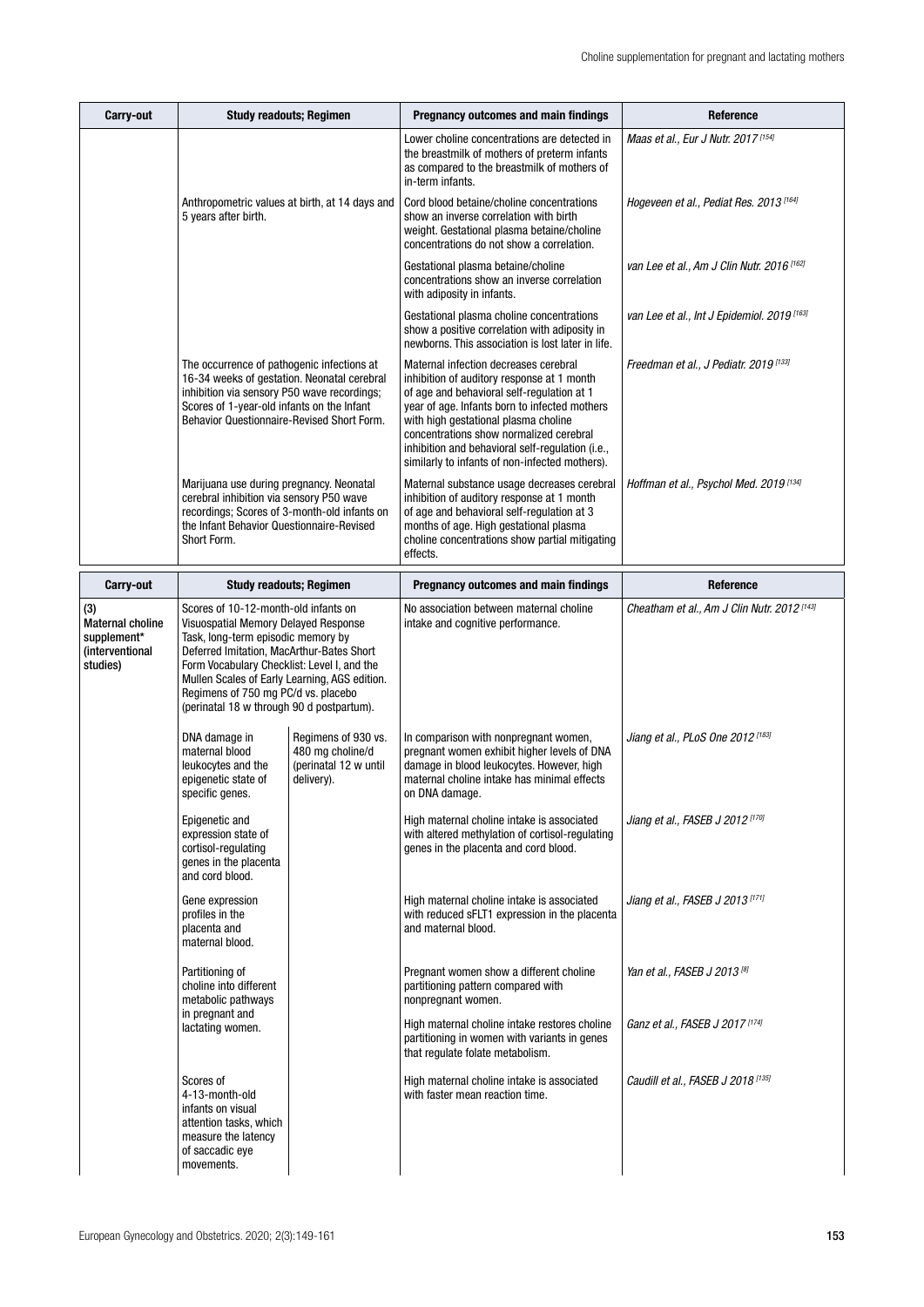| Carry-out | Study readouts; Regimen | | Pregnancy outcomes and main findings | Reference |
|---|---|---|---|---|
| | | | Lower choline concentrations are detected in the breastmilk of mothers of preterm infants as compared to the breastmilk of mothers of in-term infants. | *Maas et al., Eur J Nutr. 2017* [154] |
| | Anthropometric values at birth, at 14 days and 5 years after birth. | | Cord blood betaine/choline concentrations show an inverse correlation with birth weight. Gestational plasma betaine/choline concentrations do not show a correlation. | *Hogeveen et al., Pediat Res. 2013* [164] |
| | | | Gestational plasma betaine/choline concentrations show an inverse correlation with adiposity in infants. | *van Lee et al., Am J Clin Nutr. 2016* [162] |
| | | | Gestational plasma choline concentrations show a positive correlation with adiposity in newborns. This association is lost later in life. | *van Lee et al., Int J Epidemiol. 2019* [163] |
| | The occurrence of pathogenic infections at 16-34 weeks of gestation. Neonatal cerebral inhibition via sensory P50 wave recordings; Scores of 1-year-old infants on the Infant Behavior Questionnaire-Revised Short Form. | | Maternal infection decreases cerebral inhibition of auditory response at 1 month of age and behavioral self-regulation at 1 year of age. Infants born to infected mothers with high gestational plasma choline concentrations show normalized cerebral inhibition and behavioral self-regulation (i.e., similarly to infants of non-infected mothers). | *Freedman et al., J Pediatr. 2019* [133] |
| | Marijuana use during pregnancy. Neonatal cerebral inhibition via sensory P50 wave recordings; Scores of 3-month-old infants on the Infant Behavior Questionnaire-Revised Short Form. | | Maternal substance usage decreases cerebral inhibition of auditory response at 1 month of age and behavioral self-regulation at 3 months of age. High gestational plasma choline concentrations show partial mitigating effects. | *Hoffman et al., Psychol Med. 2019* [134] |

| Carry-out | Study readouts; Regimen | | Pregnancy outcomes and main findings | Reference |
|---|---|---|---|---|
| **(3) Maternal choline supplement* (interventional studies)** | Scores of 10-12-month-old infants on Visuospatial Memory Delayed Response Task, long-term episodic memory by Deferred Imitation, MacArthur-Bates Short Form Vocabulary Checklist: Level I, and the Mullen Scales of Early Learning, AGS edition. Regimens of 750 mg PC/d vs. placebo (perinatal 18 w through 90 d postpartum). | | No association between maternal choline intake and cognitive performance. | *Cheatham et al., Am J Clin Nutr. 2012* [143] |
| | DNA damage in maternal blood leukocytes and the epigenetic state of specific genes. | Regimens of 930 vs. 480 mg choline/d (perinatal 12 w until delivery). | In comparison with nonpregnant women, pregnant women exhibit higher levels of DNA damage in blood leukocytes. However, high maternal choline intake has minimal effects on DNA damage. | *Jiang et al., PLoS One 2012* [183] |
| | Epigenetic and expression state of cortisol-regulating genes in the placenta and cord blood. | | High maternal choline intake is associated with altered methylation of cortisol-regulating genes in the placenta and cord blood. | *Jiang et al., FASEB J 2012* [170] |
| | Gene expression profiles in the placenta and maternal blood. | | High maternal choline intake is associated with reduced sFLT1 expression in the placenta and maternal blood. | *Jiang et al., FASEB J 2013* [171] |
| | Partitioning of choline into different metabolic pathways in pregnant and lactating women. | | Pregnant women show a different choline partitioning pattern compared with nonpregnant women. | *Yan et al., FASEB J 2013* [8] |
| | | | High maternal choline intake restores choline partitioning in women with variants in genes that regulate folate metabolism. | *Ganz et al., FASEB J 2017* [174] |
| | Scores of 4-13-month-old infants on visual attention tasks, which measure the latency of saccadic eye movements. | | High maternal choline intake is associated with faster mean reaction time. | *Caudill et al., FASEB J 2018* [135] |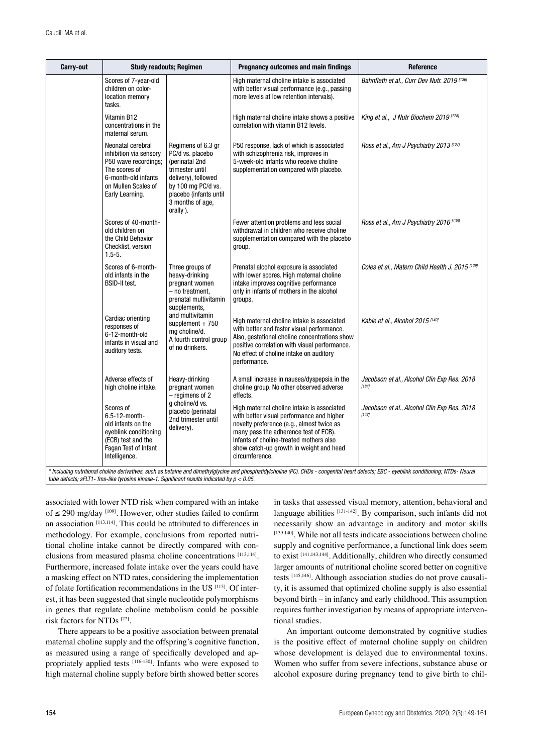| Carry-out | Study readouts; Regimen | | Pregnancy outcomes and main findings | Reference |
|---|---|---|---|---|
| | Scores of 7-year-old children on color-location memory tasks. | | High maternal choline intake is associated with better visual performance (e.g., passing more levels at low retention intervals). | *Bahnfleth et al., Curr Dev Nutr. 2019* [136] |
| | Vitamin B12 concentrations in the maternal serum. | | High maternal choline intake shows a positive correlation with vitamin B12 levels. | *King et al., J Nutr Biochem 2019* [178] |
| | Neonatal cerebral inhibition via sensory P50 wave recordings; The scores of 6-month-old infants on Mullen Scales of Early Learning. | Regimens of 6.3 gr PC/d vs. placebo (perinatal 2nd trimester until delivery), followed by 100 mg PC/d vs. placebo (infants until 3 months of age, orally ). | P50 response, lack of which is associated with schizophrenia risk, improves in 5-week-old infants who receive choline supplementation compared with placebo. | *Ross et al., Am J Psychiatry 2013* [137] |
| | Scores of 40-month-old children on the Child Behavior Checklist, version 1.5-5. | | Fewer attention problems and less social withdrawal in children who receive choline supplementation compared with the placebo group. | *Ross et al., Am J Psychiatry 2016* [138] |
| | Scores of 6-month-old infants in the BSID-II test. | Three groups of heavy-drinking pregnant women – no treatment, prenatal multivitamin supplements, and multivitamin supplement + 750 mg choline/d. A fourth control group of no drinkers. | Prenatal alcohol exposure is associated with lower scores. High maternal choline intake improves cognitive performance only in infants of mothers in the alcohol groups. | *Coles et al., Matern Child Health J. 2015* [139] |
| | Cardiac orienting responses of 6-12-month-old infants in visual and auditory tests. | | High maternal choline intake is associated with better and faster visual performance. Also, gestational choline concentrations show positive correlation with visual performance. No effect of choline intake on auditory performance. | *Kable et al., Alcohol 2015* [140] |
| | Adverse effects of high choline intake. | Heavy-drinking pregnant women – regimens of 2 g choline/d vs. placebo (perinatal 2nd trimester until delivery). | A small increase in nausea/dyspepsia in the choline group. No other observed adverse effects. | *Jacobson et al., Alcohol Clin Exp Res. 2018* [184] |
| | Scores of 6.5-12-month-old infants on the eyeblink conditioning (ECB) test and the Fagan Test of Infant Intelligence. | | High maternal choline intake is associated with better visual performance and higher novelty preference (e.g., almost twice as many pass the adherence test of ECB). Infants of choline-treated mothers also show catch-up growth in weight and head circumference. | *Jacobson et al., Alcohol Clin Exp Res. 2018* [142] |

*\* Including nutritional choline derivatives, such as betaine and dimethylglycine and phosphatidylcholine (PC). CHDs - congenital heart defects; EBC - eyeblink conditioning; NTDs- Neural tube defects; sFLT1- fms-like tyrosine kinase-1. Significant results indicated by $p < 0.05$.*

associated with lower NTD risk when compared with an intake of ≤ 290 mg/day [109]. However, other studies failed to confirm an association [113,114]. This could be attributed to differences in methodology. For example, conclusions from reported nutritional choline intake cannot be directly compared with conclusions from measured plasma choline concentrations [113,114]. Furthermore, increased folate intake over the years could have a masking effect on NTD rates, considering the implementation of folate fortification recommendations in the US [115]. Of interest, it has been suggested that single nucleotide polymorphisms in genes that regulate choline metabolism could be possible risk factors for NTDs [22].

There appears to be a positive association between prenatal maternal choline supply and the offspring's cognitive function, as measured using a range of specifically developed and appropriately applied tests [116-130]. Infants who were exposed to high maternal choline supply before birth showed better scores in tasks that assessed visual memory, attention, behavioral and language abilities [131-142]. By comparison, such infants did not necessarily show an advantage in auditory and motor skills [139,140]. While not all tests indicate associations between choline supply and cognitive performance, a functional link does seem to exist [141,143,144]. Additionally, children who directly consumed larger amounts of nutritional choline scored better on cognitive tests [145,146]. Although association studies do not prove causality, it is assumed that optimized choline supply is also essential beyond birth – in infancy and early childhood. This assumption requires further investigation by means of appropriate interventional studies.

An important outcome demonstrated by cognitive studies is the positive effect of maternal choline supply on children whose development is delayed due to environmental toxins. Women who suffer from severe infections, substance abuse or alcohol exposure during pregnancy tend to give birth to chil-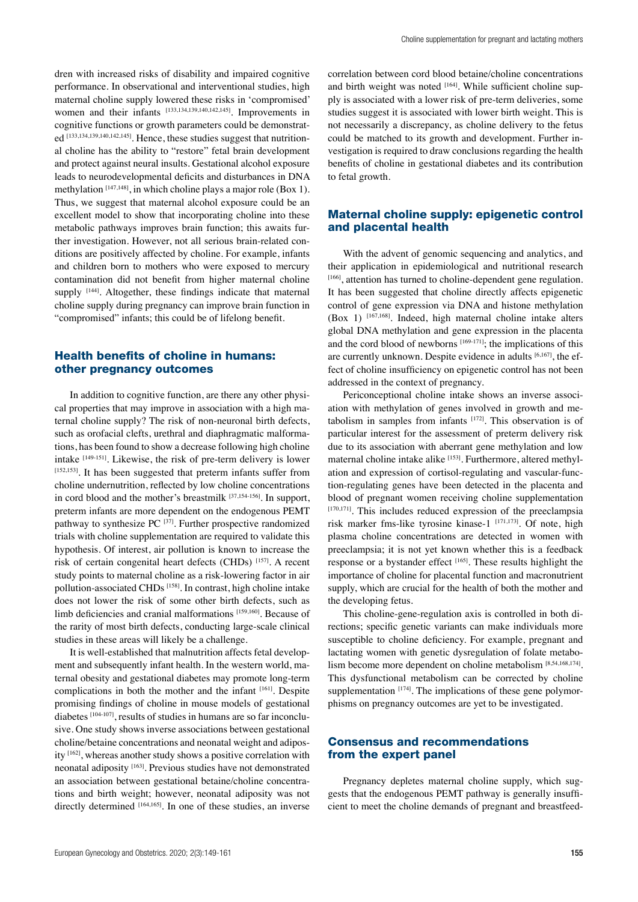dren with increased risks of disability and impaired cognitive performance. In observational and interventional studies, high maternal choline supply lowered these risks in 'compromised' women and their infants [133,134,139,140,142,145]. Improvements in cognitive functions or growth parameters could be demonstrated [133,134,139,140,142,145]. Hence, these studies suggest that nutritional choline has the ability to "restore" fetal brain development and protect against neural insults. Gestational alcohol exposure leads to neurodevelopmental deficits and disturbances in DNA methylation [147,148], in which choline plays a major role (Box 1). Thus, we suggest that maternal alcohol exposure could be an excellent model to show that incorporating choline into these metabolic pathways improves brain function; this awaits further investigation. However, not all serious brain-related conditions are positively affected by choline. For example, infants and children born to mothers who were exposed to mercury contamination did not benefit from higher maternal choline supply [144]. Altogether, these findings indicate that maternal choline supply during pregnancy can improve brain function in "compromised" infants; this could be of lifelong benefit.

## Health benefits of choline in humans: other pregnancy outcomes

In addition to cognitive function, are there any other physical properties that may improve in association with a high maternal choline supply? The risk of non-neuronal birth defects, such as orofacial clefts, urethral and diaphragmatic malformations, has been found to show a decrease following high choline intake [149-151]. Likewise, the risk of pre-term delivery is lower [152,153]. It has been suggested that preterm infants suffer from choline undernutrition, reflected by low choline concentrations in cord blood and the mother's breastmilk [37,154-156]. In support, preterm infants are more dependent on the endogenous PEMT pathway to synthesize PC [37]. Further prospective randomized trials with choline supplementation are required to validate this hypothesis. Of interest, air pollution is known to increase the risk of certain congenital heart defects (CHDs) [157]. A recent study points to maternal choline as a risk-lowering factor in air pollution-associated CHDs [158]. In contrast, high choline intake does not lower the risk of some other birth defects, such as limb deficiencies and cranial malformations [159,160]. Because of the rarity of most birth defects, conducting large-scale clinical studies in these areas will likely be a challenge.

It is well-established that malnutrition affects fetal development and subsequently infant health. In the western world, maternal obesity and gestational diabetes may promote long-term complications in both the mother and the infant [161]. Despite promising findings of choline in mouse models of gestational diabetes [104-107], results of studies in humans are so far inconclusive. One study shows inverse associations between gestational choline/betaine concentrations and neonatal weight and adiposity [162], whereas another study shows a positive correlation with neonatal adiposity [163]. Previous studies have not demonstrated an association between gestational betaine/choline concentrations and birth weight; however, neonatal adiposity was not directly determined [164,165]. In one of these studies, an inverse correlation between cord blood betaine/choline concentrations and birth weight was noted [164]. While sufficient choline supply is associated with a lower risk of pre-term deliveries, some studies suggest it is associated with lower birth weight. This is not necessarily a discrepancy, as choline delivery to the fetus could be matched to its growth and development. Further investigation is required to draw conclusions regarding the health benefits of choline in gestational diabetes and its contribution to fetal growth.

## Maternal choline supply: epigenetic control and placental health

With the advent of genomic sequencing and analytics, and their application in epidemiological and nutritional research [166], attention has turned to choline-dependent gene regulation. It has been suggested that choline directly affects epigenetic control of gene expression via DNA and histone methylation (Box 1) [167,168]. Indeed, high maternal choline intake alters global DNA methylation and gene expression in the placenta and the cord blood of newborns [169-171]; the implications of this are currently unknown. Despite evidence in adults [6,167], the effect of choline insufficiency on epigenetic control has not been addressed in the context of pregnancy.

Periconceptional choline intake shows an inverse association with methylation of genes involved in growth and metabolism in samples from infants [172]. This observation is of particular interest for the assessment of preterm delivery risk due to its association with aberrant gene methylation and low maternal choline intake alike [153]. Furthermore, altered methylation and expression of cortisol-regulating and vascular-function-regulating genes have been detected in the placenta and blood of pregnant women receiving choline supplementation [170,171]. This includes reduced expression of the preeclampsia risk marker fms-like tyrosine kinase-1 [171,173]. Of note, high plasma choline concentrations are detected in women with preeclampsia; it is not yet known whether this is a feedback response or a bystander effect [165]. These results highlight the importance of choline for placental function and macronutrient supply, which are crucial for the health of both the mother and the developing fetus.

This choline-gene-regulation axis is controlled in both directions; specific genetic variants can make individuals more susceptible to choline deficiency. For example, pregnant and lactating women with genetic dysregulation of folate metabolism become more dependent on choline metabolism [8,54,168,174]. This dysfunctional metabolism can be corrected by choline supplementation [174]. The implications of these gene polymorphisms on pregnancy outcomes are yet to be investigated.

## Consensus and recommendations from the expert panel

Pregnancy depletes maternal choline supply, which suggests that the endogenous PEMT pathway is generally insufficient to meet the choline demands of pregnant and breastfeed-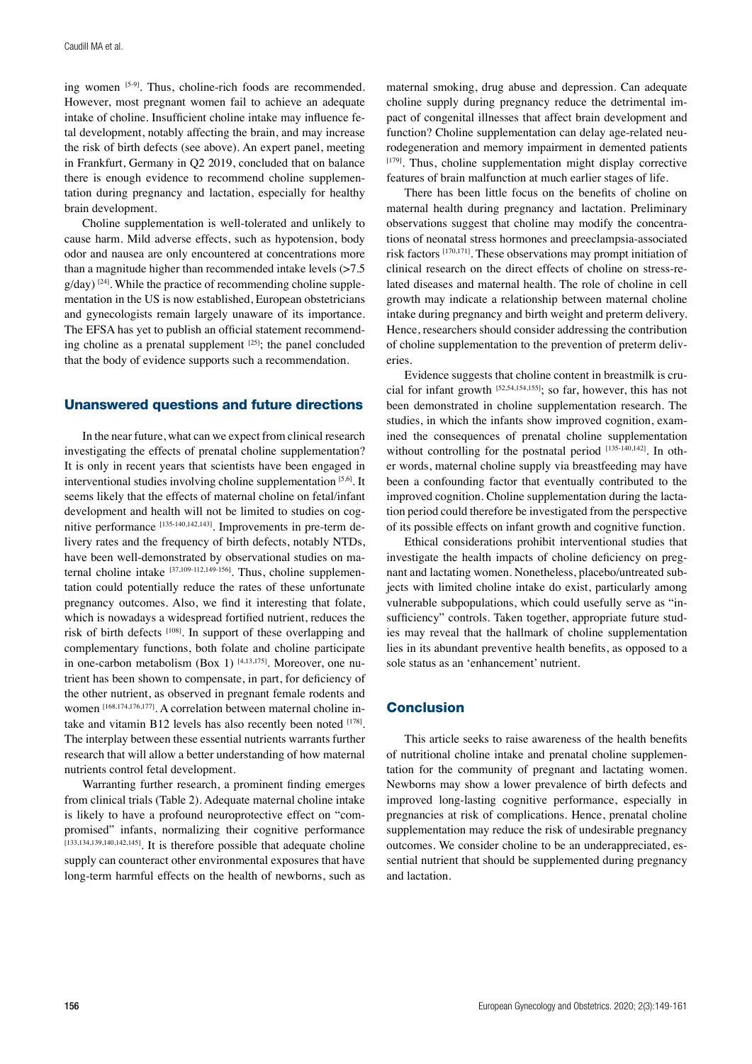ing women [5-9]. Thus, choline-rich foods are recommended. However, most pregnant women fail to achieve an adequate intake of choline. Insufficient choline intake may influence fetal development, notably affecting the brain, and may increase the risk of birth defects (see above). An expert panel, meeting in Frankfurt, Germany in Q2 2019, concluded that on balance there is enough evidence to recommend choline supplementation during pregnancy and lactation, especially for healthy brain development.

Choline supplementation is well-tolerated and unlikely to cause harm. Mild adverse effects, such as hypotension, body odor and nausea are only encountered at concentrations more than a magnitude higher than recommended intake levels (>7.5 g/day) [24]. While the practice of recommending choline supplementation in the US is now established, European obstetricians and gynecologists remain largely unaware of its importance. The EFSA has yet to publish an official statement recommending choline as a prenatal supplement [25]; the panel concluded that the body of evidence supports such a recommendation.

## Unanswered questions and future directions

In the near future, what can we expect from clinical research investigating the effects of prenatal choline supplementation? It is only in recent years that scientists have been engaged in interventional studies involving choline supplementation [5,6]. It seems likely that the effects of maternal choline on fetal/infant development and health will not be limited to studies on cognitive performance [135-140,142,143]. Improvements in pre-term delivery rates and the frequency of birth defects, notably NTDs, have been well-demonstrated by observational studies on maternal choline intake [37,109-112,149-156]. Thus, choline supplementation could potentially reduce the rates of these unfortunate pregnancy outcomes. Also, we find it interesting that folate, which is nowadays a widespread fortified nutrient, reduces the risk of birth defects [108]. In support of these overlapping and complementary functions, both folate and choline participate in one-carbon metabolism (Box 1) [4,13,175]. Moreover, one nutrient has been shown to compensate, in part, for deficiency of the other nutrient, as observed in pregnant female rodents and women [168,174,176,177]. A correlation between maternal choline intake and vitamin B12 levels has also recently been noted [178]. The interplay between these essential nutrients warrants further research that will allow a better understanding of how maternal nutrients control fetal development.

Warranting further research, a prominent finding emerges from clinical trials (Table 2). Adequate maternal choline intake is likely to have a profound neuroprotective effect on "compromised" infants, normalizing their cognitive performance [133,134,139,140,142,145]. It is therefore possible that adequate choline supply can counteract other environmental exposures that have long-term harmful effects on the health of newborns, such as maternal smoking, drug abuse and depression. Can adequate choline supply during pregnancy reduce the detrimental impact of congenital illnesses that affect brain development and function? Choline supplementation can delay age-related neurodegeneration and memory impairment in demented patients [179]. Thus, choline supplementation might display corrective features of brain malfunction at much earlier stages of life.

There has been little focus on the benefits of choline on maternal health during pregnancy and lactation. Preliminary observations suggest that choline may modify the concentrations of neonatal stress hormones and preeclampsia-associated risk factors [170,171]. These observations may prompt initiation of clinical research on the direct effects of choline on stress-related diseases and maternal health. The role of choline in cell growth may indicate a relationship between maternal choline intake during pregnancy and birth weight and preterm delivery. Hence, researchers should consider addressing the contribution of choline supplementation to the prevention of preterm deliveries.

Evidence suggests that choline content in breastmilk is crucial for infant growth [52,54,154,155]; so far, however, this has not been demonstrated in choline supplementation research. The studies, in which the infants show improved cognition, examined the consequences of prenatal choline supplementation without controlling for the postnatal period [135-140,142]. In other words, maternal choline supply via breastfeeding may have been a confounding factor that eventually contributed to the improved cognition. Choline supplementation during the lactation period could therefore be investigated from the perspective of its possible effects on infant growth and cognitive function.

Ethical considerations prohibit interventional studies that investigate the health impacts of choline deficiency on pregnant and lactating women. Nonetheless, placebo/untreated subjects with limited choline intake do exist, particularly among vulnerable subpopulations, which could usefully serve as "insufficiency" controls. Taken together, appropriate future studies may reveal that the hallmark of choline supplementation lies in its abundant preventive health benefits, as opposed to a sole status as an 'enhancement' nutrient.

## Conclusion

This article seeks to raise awareness of the health benefits of nutritional choline intake and prenatal choline supplementation for the community of pregnant and lactating women. Newborns may show a lower prevalence of birth defects and improved long-lasting cognitive performance, especially in pregnancies at risk of complications. Hence, prenatal choline supplementation may reduce the risk of undesirable pregnancy outcomes. We consider choline to be an underappreciated, essential nutrient that should be supplemented during pregnancy and lactation.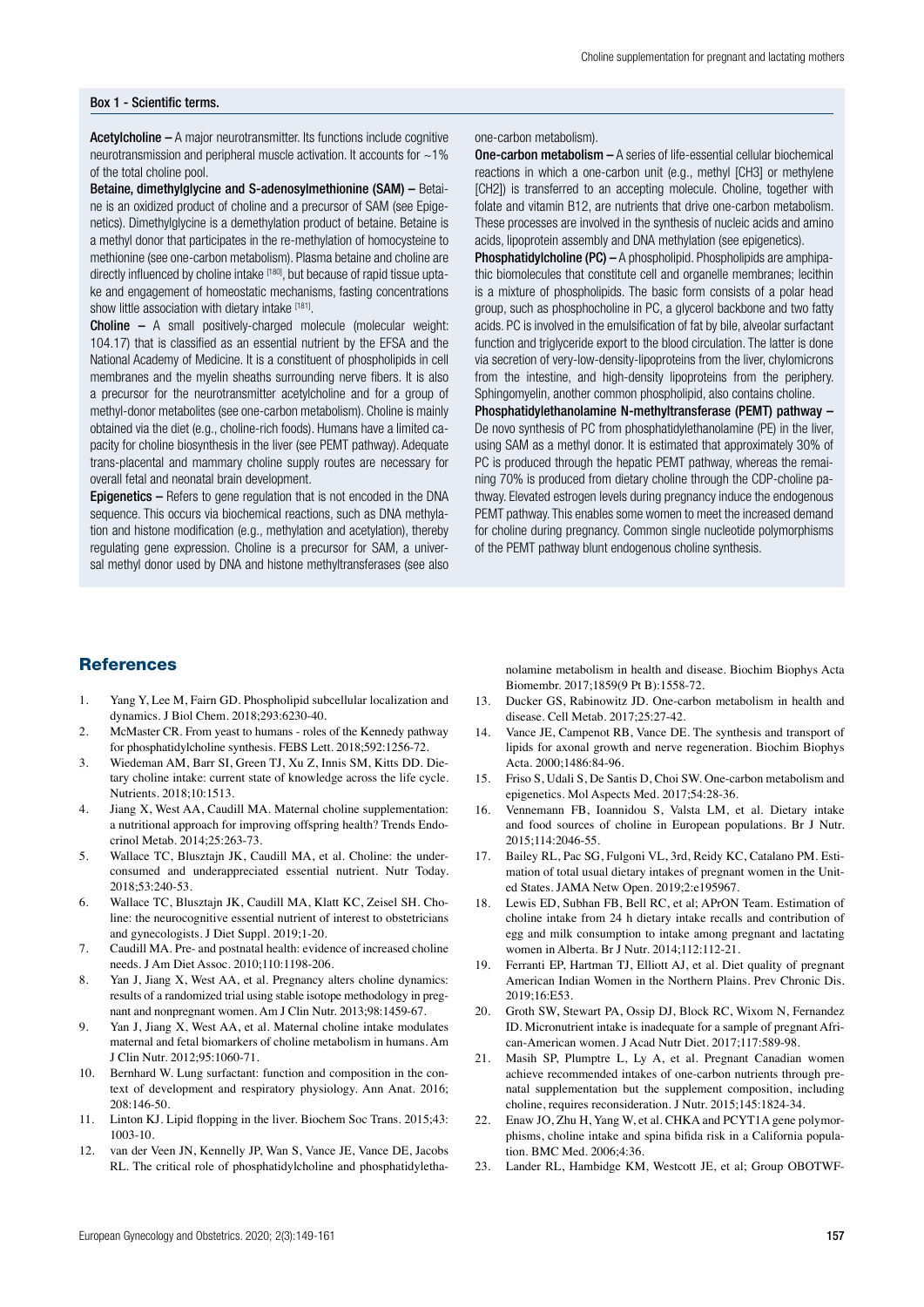### Box 1 - Scientific terms.

**Acetylcholine –** A major neurotransmitter. Its functions include cognitive neurotransmission and peripheral muscle activation. It accounts for ~1% of the total choline pool.

**Betaine, dimethylglycine and S-adenosylmethionine (SAM) –** Betaine is an oxidized product of choline and a precursor of SAM (see Epigenetics). Dimethylglycine is a demethylation product of betaine. Betaine is a methyl donor that participates in the re-methylation of homocysteine to methionine (see one-carbon metabolism). Plasma betaine and choline are directly influenced by choline intake [180], but because of rapid tissue uptake and engagement of homeostatic mechanisms, fasting concentrations show little association with dietary intake [181].

**Choline –** A small positively-charged molecule (molecular weight: 104.17) that is classified as an essential nutrient by the EFSA and the National Academy of Medicine. It is a constituent of phospholipids in cell membranes and the myelin sheaths surrounding nerve fibers. It is also a precursor for the neurotransmitter acetylcholine and for a group of methyl-donor metabolites (see one-carbon metabolism). Choline is mainly obtained via the diet (e.g., choline-rich foods). Humans have a limited capacity for choline biosynthesis in the liver (see PEMT pathway). Adequate trans-placental and mammary choline supply routes are necessary for overall fetal and neonatal brain development.

**Epigenetics –** Refers to gene regulation that is not encoded in the DNA sequence. This occurs via biochemical reactions, such as DNA methylation and histone modification (e.g., methylation and acetylation), thereby regulating gene expression. Choline is a precursor for SAM, a universal methyl donor used by DNA and histone methyltransferases (see also one-carbon metabolism).

**One-carbon metabolism –** A series of life-essential cellular biochemical reactions in which a one-carbon unit (e.g., methyl [CH3] or methylene [CH2]) is transferred to an accepting molecule. Choline, together with folate and vitamin B12, are nutrients that drive one-carbon metabolism. These processes are involved in the synthesis of nucleic acids and amino acids, lipoprotein assembly and DNA methylation (see epigenetics).

**Phosphatidylcholine (PC) –** A phospholipid. Phospholipids are amphipathic biomolecules that constitute cell and organelle membranes; lecithin is a mixture of phospholipids. The basic form consists of a polar head group, such as phosphocholine in PC, a glycerol backbone and two fatty acids. PC is involved in the emulsification of fat by bile, alveolar surfactant function and triglyceride export to the blood circulation. The latter is done via secretion of very-low-density-lipoproteins from the liver, chylomicrons from the intestine, and high-density lipoproteins from the periphery. Sphingomyelin, another common phospholipid, also contains choline.

**Phosphatidylethanolamine N-methyltransferase (PEMT) pathway –** De novo synthesis of PC from phosphatidylethanolamine (PE) in the liver, using SAM as a methyl donor. It is estimated that approximately 30% of PC is produced through the hepatic PEMT pathway, whereas the remaining 70% is produced from dietary choline through the CDP-choline pathway. Elevated estrogen levels during pregnancy induce the endogenous PEMT pathway. This enables some women to meet the increased demand for choline during pregnancy. Common single nucleotide polymorphisms of the PEMT pathway blunt endogenous choline synthesis.

## References

1. Yang Y, Lee M, Fairn GD. Phospholipid subcellular localization and dynamics. J Biol Chem. 2018;293:6230-40.
2. McMaster CR. From yeast to humans - roles of the Kennedy pathway for phosphatidylcholine synthesis. FEBS Lett. 2018;592:1256-72.
3. Wiedeman AM, Barr SI, Green TJ, Xu Z, Innis SM, Kitts DD. Dietary choline intake: current state of knowledge across the life cycle. Nutrients. 2018;10:1513.
4. Jiang X, West AA, Caudill MA. Maternal choline supplementation: a nutritional approach for improving offspring health? Trends Endocrinol Metab. 2014;25:263-73.
5. Wallace TC, Blusztajn JK, Caudill MA, et al. Choline: the underconsumed and underappreciated essential nutrient. Nutr Today. 2018;53:240-53.
6. Wallace TC, Blusztajn JK, Caudill MA, Klatt KC, Zeisel SH. Choline: the neurocognitive essential nutrient of interest to obstetricians and gynecologists. J Diet Suppl. 2019;1-20.
7. Caudill MA. Pre- and postnatal health: evidence of increased choline needs. J Am Diet Assoc. 2010;110:1198-206.
8. Yan J, Jiang X, West AA, et al. Pregnancy alters choline dynamics: results of a randomized trial using stable isotope methodology in pregnant and nonpregnant women. Am J Clin Nutr. 2013;98:1459-67.
9. Yan J, Jiang X, West AA, et al. Maternal choline intake modulates maternal and fetal biomarkers of choline metabolism in humans. Am J Clin Nutr. 2012;95:1060-71.
10. Bernhard W. Lung surfactant: function and composition in the context of development and respiratory physiology. Ann Anat. 2016; 208:146-50.
11. Linton KJ. Lipid flopping in the liver. Biochem Soc Trans. 2015;43: 1003-10.
12. van der Veen JN, Kennelly JP, Wan S, Vance JE, Vance DE, Jacobs RL. The critical role of phosphatidylcholine and phosphatidylethanolamine metabolism in health and disease. Biochim Biophys Acta Biomembr. 2017;1859(9 Pt B):1558-72.
13. Ducker GS, Rabinowitz JD. One-carbon metabolism in health and disease. Cell Metab. 2017;25:27-42.
14. Vance JE, Campenot RB, Vance DE. The synthesis and transport of lipids for axonal growth and nerve regeneration. Biochim Biophys Acta. 2000;1486:84-96.
15. Friso S, Udali S, De Santis D, Choi SW. One-carbon metabolism and epigenetics. Mol Aspects Med. 2017;54:28-36.
16. Vennemann FB, Ioannidou S, Valsta LM, et al. Dietary intake and food sources of choline in European populations. Br J Nutr. 2015;114:2046-55.
17. Bailey RL, Pac SG, Fulgoni VL, 3rd, Reidy KC, Catalano PM. Estimation of total usual dietary intakes of pregnant women in the United States. JAMA Netw Open. 2019;2:e195967.
18. Lewis ED, Subhan FB, Bell RC, et al; APrON Team. Estimation of choline intake from 24 h dietary intake recalls and contribution of egg and milk consumption to intake among pregnant and lactating women in Alberta. Br J Nutr. 2014;112:112-21.
19. Ferranti EP, Hartman TJ, Elliott AJ, et al. Diet quality of pregnant American Indian Women in the Northern Plains. Prev Chronic Dis. 2019;16:E53.
20. Groth SW, Stewart PA, Ossip DJ, Block RC, Wixom N, Fernandez ID. Micronutrient intake is inadequate for a sample of pregnant African-American women. J Acad Nutr Diet. 2017;117:589-98.
21. Masih SP, Plumptre L, Ly A, et al. Pregnant Canadian women achieve recommended intakes of one-carbon nutrients through prenatal supplementation but the supplement composition, including choline, requires reconsideration. J Nutr. 2015;145:1824-34.
22. Enaw JO, Zhu H, Yang W, et al. CHKA and PCYT1A gene polymorphisms, choline intake and spina bifida risk in a California population. BMC Med. 2006;4:36.
23. Lander RL, Hambidge KM, Westcott JE, et al; Group OBOTWF-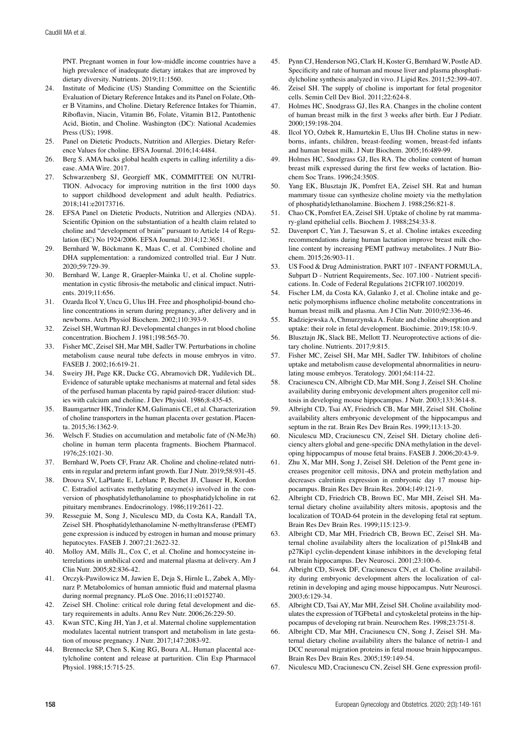PNT. Pregnant women in four low-middle income countries have a high prevalence of inadequate dietary intakes that are improved by dietary diversity. Nutrients. 2019;11:1560.

24. Institute of Medicine (US) Standing Committee on the Scientific Evaluation of Dietary Reference Intakes and its Panel on Folate, Other B Vitamins, and Choline. Dietary Reference Intakes for Thiamin, Riboflavin, Niacin, Vitamin B6, Folate, Vitamin B12, Pantothenic Acid, Biotin, and Choline. Washington (DC): National Academies Press (US); 1998.
25. Panel on Dietetic Products, Nutrition and Allergies. Dietary Reference Values for choline. EFSA Journal. 2016;14:4484.
26. Berg S. AMA backs global health experts in calling infertility a disease. AMA Wire. 2017.
27. Schwarzenberg SJ, Georgieff MK, COMMITTEE ON NUTRITION. Advocacy for improving nutrition in the first 1000 days to support childhood development and adult health. Pediatrics. 2018;141:e20173716.
28. EFSA Panel on Dietetic Products, Nutrition and Allergies (NDA). Scientific Opinion on the substantiation of a health claim related to choline and "development of brain" pursuant to Article 14 of Regulation (EC) No 1924/2006. EFSA Journal. 2014;12:3651.
29. Bernhard W, Böckmann K, Maas C, et al. Combined choline and DHA supplementation: a randomized controlled trial. Eur J Nutr. 2020;59:729-39.
30. Bernhard W, Lange R, Graepler-Mainka U, et al. Choline supplementation in cystic fibrosis-the metabolic and clinical impact. Nutrients. 2019;11:656.
31. Ozarda Ilcol Y, Uncu G, Ulus IH. Free and phospholipid-bound choline concentrations in serum during pregnancy, after delivery and in newborns. Arch Physiol Biochem. 2002;110:393-9.
32. Zeisel SH, Wurtman RJ. Developmental changes in rat blood choline concentration. Biochem J. 1981;198:565-70.
33. Fisher MC, Zeisel SH, Mar MH, Sadler TW. Perturbations in choline metabolism cause neural tube defects in mouse embryos in vitro. FASEB J. 2002;16:619-21.
34. Sweiry JH, Page KR, Dacke CG, Abramovich DR, Yudilevich DL. Evidence of saturable uptake mechanisms at maternal and fetal sides of the perfused human placenta by rapid paired-tracer dilution: studies with calcium and choline. J Dev Physiol. 1986;8:435-45.
35. Baumgartner HK, Trinder KM, Galimanis CE, et al. Characterization of choline transporters in the human placenta over gestation. Placenta. 2015;36:1362-9.
36. Welsch F. Studies on accumulation and metabolic fate of (N-Me3h) choline in human term placenta fragments. Biochem Pharmacol. 1976;25:1021-30.
37. Bernhard W, Poets CF, Franz AR. Choline and choline-related nutrients in regular and preterm infant growth. Eur J Nutr. 2019;58:931-45.
38. Drouva SV, LaPlante E, Leblanc P, Bechet JJ, Clauser H, Kordon C. Estradiol activates methylating enzyme(s) involved in the conversion of phosphatidylethanolamine to phosphatidylcholine in rat pituitary membranes. Endocrinology. 1986;119:2611-22.
39. Resseguie M, Song J, Niculescu MD, da Costa KA, Randall TA, Zeisel SH. Phosphatidylethanolamine N-methyltransferase (PEMT) gene expression is induced by estrogen in human and mouse primary hepatocytes. FASEB J. 2007;21:2622-32.
40. Molloy AM, Mills JL, Cox C, et al. Choline and homocysteine interrelations in umbilical cord and maternal plasma at delivery. Am J Clin Nutr. 2005;82:836-42.
41. Orczyk-Pawilowicz M, Jawien E, Deja S, Hirnle L, Zabek A, Mlynarz P. Metabolomics of human amniotic fluid and maternal plasma during normal pregnancy. PLoS One. 2016;11:e0152740.
42. Zeisel SH. Choline: critical role during fetal development and dietary requirements in adults. Annu Rev Nutr. 2006;26:229-50.
43. Kwan STC, King JH, Yan J, et al. Maternal choline supplementation modulates lacental nutrient transport and metabolism in late gestation of mouse pregnancy. J Nutr. 2017;147:2083-92.
44. Brennecke SP, Chen S, King RG, Boura AL. Human placental acetylcholine content and release at parturition. Clin Exp Pharmacol Physiol. 1988;15:715-25.
45. Pynn CJ, Henderson NG, Clark H, Koster G, Bernhard W, Postle AD. Specificity and rate of human and mouse liver and plasma phosphatidylcholine synthesis analyzed in vivo. J Lipid Res. 2011;52:399-407.
46. Zeisel SH. The supply of choline is important for fetal progenitor cells. Semin Cell Dev Biol. 2011;22:624-8.
47. Holmes HC, Snodgrass GJ, Iles RA. Changes in the choline content of human breast milk in the first 3 weeks after birth. Eur J Pediatr. 2000;159:198-204.
48. Ilcol YO, Ozbek R, Hamurtekin E, Ulus IH. Choline status in newborns, infants, children, breast-feeding women, breast-fed infants and human breast milk. J Nutr Biochem. 2005;16:489-99.
49. Holmes HC, Snodgrass GJ, Iles RA. The choline content of human breast milk expressed during the first few weeks of lactation. Biochem Soc Trans. 1996;24:350S.
50. Yang EK, Blusztajn JK, Pomfret EA, Zeisel SH. Rat and human mammary tissue can synthesize choline moiety via the methylation of phosphatidylethanolamine. Biochem J. 1988;256:821-8.
51. Chao CK, Pomfret EA, Zeisel SH. Uptake of choline by rat mammary-gland epithelial cells. Biochem J. 1988;254:33-8.
52. Davenport C, Yan J, Taesuwan S, et al. Choline intakes exceeding recommendations during human lactation improve breast milk choline content by increasing PEMT pathway metabolites. J Nutr Biochem. 2015;26:903-11.
53. US Food & Drug Administration. PART 107 - INFANT FORMULA, Subpart D - Nutrient Requirements, Sec. 107.100 - Nutrient specifications. In. Code of Federal Regulations 21CFR107.1002019.
54. Fischer LM, da Costa KA, Galanko J, et al. Choline intake and genetic polymorphisms influence choline metabolite concentrations in human breast milk and plasma. Am J Clin Nutr. 2010;92:336-46.
55. Radziejewska A, Chmurzynska A. Folate and choline absorption and uptake: their role in fetal development. Biochimie. 2019;158:10-9.
56. Blusztajn JK, Slack BE, Mellott TJ. Neuroprotective actions of dietary choline. Nutrients. 2017;9:815.
57. Fisher MC, Zeisel SH, Mar MH, Sadler TW. Inhibitors of choline uptake and metabolism cause developmental abnormalities in neurulating mouse embryos. Teratology. 2001;64:114-22.
58. Craciunescu CN, Albright CD, Mar MH, Song J, Zeisel SH. Choline availability during embryonic development alters progenitor cell mitosis in developing mouse hippocampus. J Nutr. 2003;133:3614-8.
59. Albright CD, Tsai AY, Friedrich CB, Mar MH, Zeisel SH. Choline availability alters embryonic development of the hippocampus and septum in the rat. Brain Res Dev Brain Res. 1999;113:13-20.
60. Niculescu MD, Craciunescu CN, Zeisel SH. Dietary choline deficiency alters global and gene-specific DNA methylation in the developing hippocampus of mouse fetal brains. FASEB J. 2006;20:43-9.
61. Zhu X, Mar MH, Song J, Zeisel SH. Deletion of the Pemt gene increases progenitor cell mitosis, DNA and protein methylation and decreases calretinin expression in embryonic day 17 mouse hippocampus. Brain Res Dev Brain Res. 2004;149:121-9.
62. Albright CD, Friedrich CB, Brown EC, Mar MH, Zeisel SH. Maternal dietary choline availability alters mitosis, apoptosis and the localization of TOAD-64 protein in the developing fetal rat septum. Brain Res Dev Brain Res. 1999;115:123-9.
63. Albright CD, Mar MH, Friedrich CB, Brown EC, Zeisel SH. Maternal choline availability alters the localization of p15Ink4B and p27Kip1 cyclin-dependent kinase inhibitors in the developing fetal rat brain hippocampus. Dev Neurosci. 2001;23:100-6.
64. Albright CD, Siwek DF, Craciunescu CN, et al. Choline availability during embryonic development alters the localization of calretinin in developing and aging mouse hippocampus. Nutr Neurosci. 2003;6:129-34.
65. Albright CD, Tsai AY, Mar MH, Zeisel SH. Choline availability modulates the expression of TGFbeta1 and cytoskeletal proteins in the hippocampus of developing rat brain. Neurochem Res. 1998;23:751-8.
66. Albright CD, Mar MH, Craciunescu CN, Song J, Zeisel SH. Maternal dietary choline availability alters the balance of netrin-1 and DCC neuronal migration proteins in fetal mouse brain hippocampus. Brain Res Dev Brain Res. 2005;159:149-54.
67. Niculescu MD, Craciunescu CN, Zeisel SH. Gene expression profil-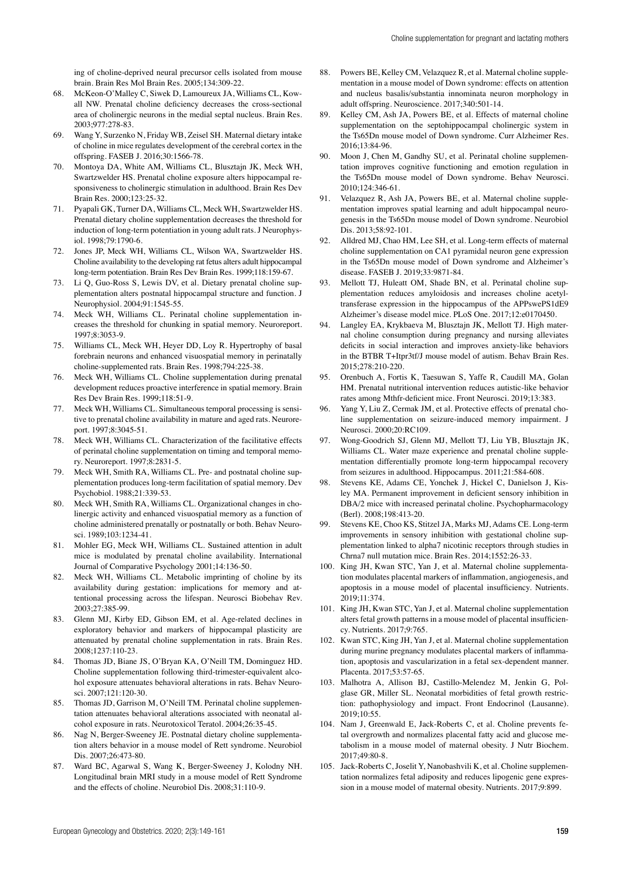ing of choline-deprived neural precursor cells isolated from mouse brain. Brain Res Mol Brain Res. 2005;134:309-22.

68. McKeon-O'Malley C, Siwek D, Lamoureux JA, Williams CL, Kowall NW. Prenatal choline deficiency decreases the cross-sectional area of cholinergic neurons in the medial septal nucleus. Brain Res. 2003;977:278-83.
69. Wang Y, Surzenko N, Friday WB, Zeisel SH. Maternal dietary intake of choline in mice regulates development of the cerebral cortex in the offspring. FASEB J. 2016;30:1566-78.
70. Montoya DA, White AM, Williams CL, Blusztajn JK, Meck WH, Swartzwelder HS. Prenatal choline exposure alters hippocampal responsiveness to cholinergic stimulation in adulthood. Brain Res Dev Brain Res. 2000;123:25-32.
71. Pyapali GK, Turner DA, Williams CL, Meck WH, Swartzwelder HS. Prenatal dietary choline supplementation decreases the threshold for induction of long-term potentiation in young adult rats. J Neurophysiol. 1998;79:1790-6.
72. Jones JP, Meck WH, Williams CL, Wilson WA, Swartzwelder HS. Choline availability to the developing rat fetus alters adult hippocampal long-term potentiation. Brain Res Dev Brain Res. 1999;118:159-67.
73. Li Q, Guo-Ross S, Lewis DV, et al. Dietary prenatal choline supplementation alters postnatal hippocampal structure and function. J Neurophysiol. 2004;91:1545-55.
74. Meck WH, Williams CL. Perinatal choline supplementation increases the threshold for chunking in spatial memory. Neuroreport. 1997;8:3053-9.
75. Williams CL, Meck WH, Heyer DD, Loy R. Hypertrophy of basal forebrain neurons and enhanced visuospatial memory in perinatally choline-supplemented rats. Brain Res. 1998;794:225-38.
76. Meck WH, Williams CL. Choline supplementation during prenatal development reduces proactive interference in spatial memory. Brain Res Dev Brain Res. 1999;118:51-9.
77. Meck WH, Williams CL. Simultaneous temporal processing is sensitive to prenatal choline availability in mature and aged rats. Neuroreport. 1997;8:3045-51.
78. Meck WH, Williams CL. Characterization of the facilitative effects of perinatal choline supplementation on timing and temporal memory. Neuroreport. 1997;8:2831-5.
79. Meck WH, Smith RA, Williams CL. Pre- and postnatal choline supplementation produces long-term facilitation of spatial memory. Dev Psychobiol. 1988;21:339-53.
80. Meck WH, Smith RA, Williams CL. Organizational changes in cholinergic activity and enhanced visuospatial memory as a function of choline administered prenatally or postnatally or both. Behav Neurosci. 1989;103:1234-41.
81. Mohler EG, Meck WH, Williams CL. Sustained attention in adult mice is modulated by prenatal choline availability. International Journal of Comparative Psychology 2001;14:136-50.
82. Meck WH, Williams CL. Metabolic imprinting of choline by its availability during gestation: implications for memory and attentional processing across the lifespan. Neurosci Biobehav Rev. 2003;27:385-99.
83. Glenn MJ, Kirby ED, Gibson EM, et al. Age-related declines in exploratory behavior and markers of hippocampal plasticity are attenuated by prenatal choline supplementation in rats. Brain Res. 2008;1237:110-23.
84. Thomas JD, Biane JS, O'Bryan KA, O'Neill TM, Dominguez HD. Choline supplementation following third-trimester-equivalent alcohol exposure attenuates behavioral alterations in rats. Behav Neurosci. 2007;121:120-30.
85. Thomas JD, Garrison M, O'Neill TM. Perinatal choline supplementation attenuates behavioral alterations associated with neonatal alcohol exposure in rats. Neurotoxicol Teratol. 2004;26:35-45.
86. Nag N, Berger-Sweeney JE. Postnatal dietary choline supplementation alters behavior in a mouse model of Rett syndrome. Neurobiol Dis. 2007;26:473-80.
87. Ward BC, Agarwal S, Wang K, Berger-Sweeney J, Kolodny NH. Longitudinal brain MRI study in a mouse model of Rett Syndrome and the effects of choline. Neurobiol Dis. 2008;31:110-9.
88. Powers BE, Kelley CM, Velazquez R, et al. Maternal choline supplementation in a mouse model of Down syndrome: effects on attention and nucleus basalis/substantia innominata neuron morphology in adult offspring. Neuroscience. 2017;340:501-14.
89. Kelley CM, Ash JA, Powers BE, et al. Effects of maternal choline supplementation on the septohippocampal cholinergic system in the Ts65Dn mouse model of Down syndrome. Curr Alzheimer Res. 2016;13:84-96.
90. Moon J, Chen M, Gandhy SU, et al. Perinatal choline supplementation improves cognitive functioning and emotion regulation in the Ts65Dn mouse model of Down syndrome. Behav Neurosci. 2010;124:346-61.
91. Velazquez R, Ash JA, Powers BE, et al. Maternal choline supplementation improves spatial learning and adult hippocampal neurogenesis in the Ts65Dn mouse model of Down syndrome. Neurobiol Dis. 2013;58:92-101.
92. Alldred MJ, Chao HM, Lee SH, et al. Long-term effects of maternal choline supplementation on CA1 pyramidal neuron gene expression in the Ts65Dn mouse model of Down syndrome and Alzheimer's disease. FASEB J. 2019;33:9871-84.
93. Mellott TJ, Huleatt OM, Shade BN, et al. Perinatal choline supplementation reduces amyloidosis and increases choline acetyltransferase expression in the hippocampus of the APPswePS1dE9 Alzheimer's disease model mice. PLoS One. 2017;12:e0170450.
94. Langley EA, Krykbaeva M, Blusztajn JK, Mellott TJ. High maternal choline consumption during pregnancy and nursing alleviates deficits in social interaction and improves anxiety-like behaviors in the BTBR T+Itpr3tf/J mouse model of autism. Behav Brain Res. 2015;278:210-220.
95. Orenbuch A, Fortis K, Taesuwan S, Yaffe R, Caudill MA, Golan HM. Prenatal nutritional intervention reduces autistic-like behavior rates among Mthfr-deficient mice. Front Neurosci. 2019;13:383.
96. Yang Y, Liu Z, Cermak JM, et al. Protective effects of prenatal choline supplementation on seizure-induced memory impairment. J Neurosci. 2000;20:RC109.
97. Wong-Goodrich SJ, Glenn MJ, Mellott TJ, Liu YB, Blusztajn JK, Williams CL. Water maze experience and prenatal choline supplementation differentially promote long-term hippocampal recovery from seizures in adulthood. Hippocampus. 2011;21:584-608.
98. Stevens KE, Adams CE, Yonchek J, Hickel C, Danielson J, Kisley MA. Permanent improvement in deficient sensory inhibition in DBA/2 mice with increased perinatal choline. Psychopharmacology (Berl). 2008;198:413-20.
99. Stevens KE, Choo KS, Stitzel JA, Marks MJ, Adams CE. Long-term improvements in sensory inhibition with gestational choline supplementation linked to alpha7 nicotinic receptors through studies in Chrna7 null mutation mice. Brain Res. 2014;1552:26-33.
100. King JH, Kwan STC, Yan J, et al. Maternal choline supplementation modulates placental markers of inflammation, angiogenesis, and apoptosis in a mouse model of placental insufficiency. Nutrients. 2019;11:374.
101. King JH, Kwan STC, Yan J, et al. Maternal choline supplementation alters fetal growth patterns in a mouse model of placental insufficiency. Nutrients. 2017;9:765.
102. Kwan STC, King JH, Yan J, et al. Maternal choline supplementation during murine pregnancy modulates placental markers of inflammation, apoptosis and vascularization in a fetal sex-dependent manner. Placenta. 2017;53:57-65.
103. Malhotra A, Allison BJ, Castillo-Melendez M, Jenkin G, Polglase GR, Miller SL. Neonatal morbidities of fetal growth restriction: pathophysiology and impact. Front Endocrinol (Lausanne). 2019;10:55.
104. Nam J, Greenwald E, Jack-Roberts C, et al. Choline prevents fetal overgrowth and normalizes placental fatty acid and glucose metabolism in a mouse model of maternal obesity. J Nutr Biochem. 2017;49:80-8.
105. Jack-Roberts C, Joselit Y, Nanobashvili K, et al. Choline supplementation normalizes fetal adiposity and reduces lipogenic gene expression in a mouse model of maternal obesity. Nutrients. 2017;9:899.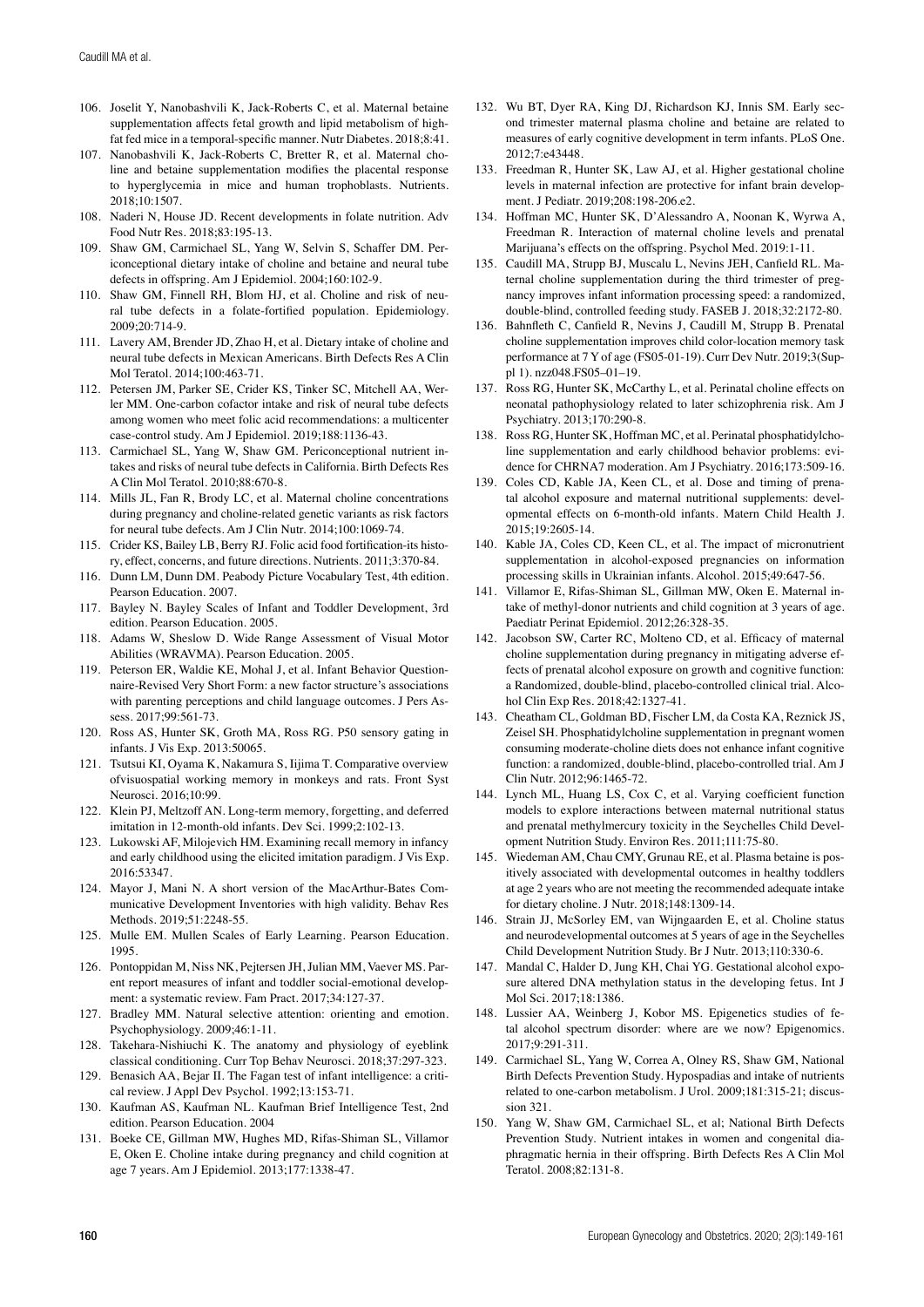106. Joselit Y, Nanobashvili K, Jack-Roberts C, et al. Maternal betaine supplementation affects fetal growth and lipid metabolism of high-fat fed mice in a temporal-specific manner. Nutr Diabetes. 2018;8:41.
107. Nanobashvili K, Jack-Roberts C, Bretter R, et al. Maternal choline and betaine supplementation modifies the placental response to hyperglycemia in mice and human trophoblasts. Nutrients. 2018;10:1507.
108. Naderi N, House JD. Recent developments in folate nutrition. Adv Food Nutr Res. 2018;83:195-13.
109. Shaw GM, Carmichael SL, Yang W, Selvin S, Schaffer DM. Periconceptional dietary intake of choline and betaine and neural tube defects in offspring. Am J Epidemiol. 2004;160:102-9.
110. Shaw GM, Finnell RH, Blom HJ, et al. Choline and risk of neural tube defects in a folate-fortified population. Epidemiology. 2009;20:714-9.
111. Lavery AM, Brender JD, Zhao H, et al. Dietary intake of choline and neural tube defects in Mexican Americans. Birth Defects Res A Clin Mol Teratol. 2014;100:463-71.
112. Petersen JM, Parker SE, Crider KS, Tinker SC, Mitchell AA, Werler MM. One-carbon cofactor intake and risk of neural tube defects among women who meet folic acid recommendations: a multicenter case-control study. Am J Epidemiol. 2019;188:1136-43.
113. Carmichael SL, Yang W, Shaw GM. Periconceptional nutrient intakes and risks of neural tube defects in California. Birth Defects Res A Clin Mol Teratol. 2010;88:670-8.
114. Mills JL, Fan R, Brody LC, et al. Maternal choline concentrations during pregnancy and choline-related genetic variants as risk factors for neural tube defects. Am J Clin Nutr. 2014;100:1069-74.
115. Crider KS, Bailey LB, Berry RJ. Folic acid food fortification-its history, effect, concerns, and future directions. Nutrients. 2011;3:370-84.
116. Dunn LM, Dunn DM. Peabody Picture Vocabulary Test, 4th edition. Pearson Education. 2007.
117. Bayley N. Bayley Scales of Infant and Toddler Development, 3rd edition. Pearson Education. 2005.
118. Adams W, Sheslow D. Wide Range Assessment of Visual Motor Abilities (WRAVMA). Pearson Education. 2005.
119. Peterson ER, Waldie KE, Mohal J, et al. Infant Behavior Questionnaire-Revised Very Short Form: a new factor structure's associations with parenting perceptions and child language outcomes. J Pers Assess. 2017;99:561-73.
120. Ross AS, Hunter SK, Groth MA, Ross RG. P50 sensory gating in infants. J Vis Exp. 2013:50065.
121. Tsutsui KI, Oyama K, Nakamura S, Iijima T. Comparative overview ofvisuospatial working memory in monkeys and rats. Front Syst Neurosci. 2016;10:99.
122. Klein PJ, Meltzoff AN. Long-term memory, forgetting, and deferred imitation in 12-month-old infants. Dev Sci. 1999;2:102-13.
123. Lukowski AF, Milojevich HM. Examining recall memory in infancy and early childhood using the elicited imitation paradigm. J Vis Exp. 2016:53347.
124. Mayor J, Mani N. A short version of the MacArthur-Bates Communicative Development Inventories with high validity. Behav Res Methods. 2019;51:2248-55.
125. Mulle EM. Mullen Scales of Early Learning. Pearson Education. 1995.
126. Pontoppidan M, Niss NK, Pejtersen JH, Julian MM, Vaever MS. Parent report measures of infant and toddler social-emotional development: a systematic review. Fam Pract. 2017;34:127-37.
127. Bradley MM. Natural selective attention: orienting and emotion. Psychophysiology. 2009;46:1-11.
128. Takehara-Nishiuchi K. The anatomy and physiology of eyeblink classical conditioning. Curr Top Behav Neurosci. 2018;37:297-323.
129. Benasich AA, Bejar II. The Fagan test of infant intelligence: a critical review. J Appl Dev Psychol. 1992;13:153-71.
130. Kaufman AS, Kaufman NL. Kaufman Brief Intelligence Test, 2nd edition. Pearson Education. 2004
131. Boeke CE, Gillman MW, Hughes MD, Rifas-Shiman SL, Villamor E, Oken E. Choline intake during pregnancy and child cognition at age 7 years. Am J Epidemiol. 2013;177:1338-47.
132. Wu BT, Dyer RA, King DJ, Richardson KJ, Innis SM. Early second trimester maternal plasma choline and betaine are related to measures of early cognitive development in term infants. PLoS One. 2012;7:e43448.
133. Freedman R, Hunter SK, Law AJ, et al. Higher gestational choline levels in maternal infection are protective for infant brain development. J Pediatr. 2019;208:198-206.e2.
134. Hoffman MC, Hunter SK, D'Alessandro A, Noonan K, Wyrwa A, Freedman R. Interaction of maternal choline levels and prenatal Marijuana's effects on the offspring. Psychol Med. 2019:1-11.
135. Caudill MA, Strupp BJ, Muscalu L, Nevins JEH, Canfield RL. Maternal choline supplementation during the third trimester of pregnancy improves infant information processing speed: a randomized, double-blind, controlled feeding study. FASEB J. 2018;32:2172-80.
136. Bahnfleth C, Canfield R, Nevins J, Caudill M, Strupp B. Prenatal choline supplementation improves child color-location memory task performance at 7 Y of age (FS05-01-19). Curr Dev Nutr. 2019;3(Suppl 1). nzz048.FS05–01–19.
137. Ross RG, Hunter SK, McCarthy L, et al. Perinatal choline effects on neonatal pathophysiology related to later schizophrenia risk. Am J Psychiatry. 2013;170:290-8.
138. Ross RG, Hunter SK, Hoffman MC, et al. Perinatal phosphatidylcholine supplementation and early childhood behavior problems: evidence for CHRNA7 moderation. Am J Psychiatry. 2016;173:509-16.
139. Coles CD, Kable JA, Keen CL, et al. Dose and timing of prenatal alcohol exposure and maternal nutritional supplements: developmental effects on 6-month-old infants. Matern Child Health J. 2015;19:2605-14.
140. Kable JA, Coles CD, Keen CL, et al. The impact of micronutrient supplementation in alcohol-exposed pregnancies on information processing skills in Ukrainian infants. Alcohol. 2015;49:647-56.
141. Villamor E, Rifas-Shiman SL, Gillman MW, Oken E. Maternal intake of methyl-donor nutrients and child cognition at 3 years of age. Paediatr Perinat Epidemiol. 2012;26:328-35.
142. Jacobson SW, Carter RC, Molteno CD, et al. Efficacy of maternal choline supplementation during pregnancy in mitigating adverse effects of prenatal alcohol exposure on growth and cognitive function: a Randomized, double-blind, placebo-controlled clinical trial. Alcohol Clin Exp Res. 2018;42:1327-41.
143. Cheatham CL, Goldman BD, Fischer LM, da Costa KA, Reznick JS, Zeisel SH. Phosphatidylcholine supplementation in pregnant women consuming moderate-choline diets does not enhance infant cognitive function: a randomized, double-blind, placebo-controlled trial. Am J Clin Nutr. 2012;96:1465-72.
144. Lynch ML, Huang LS, Cox C, et al. Varying coefficient function models to explore interactions between maternal nutritional status and prenatal methylmercury toxicity in the Seychelles Child Development Nutrition Study. Environ Res. 2011;111:75-80.
145. Wiedeman AM, Chau CMY, Grunau RE, et al. Plasma betaine is positively associated with developmental outcomes in healthy toddlers at age 2 years who are not meeting the recommended adequate intake for dietary choline. J Nutr. 2018;148:1309-14.
146. Strain JJ, McSorley EM, van Wijngaarden E, et al. Choline status and neurodevelopmental outcomes at 5 years of age in the Seychelles Child Development Nutrition Study. Br J Nutr. 2013;110:330-6.
147. Mandal C, Halder D, Jung KH, Chai YG. Gestational alcohol exposure altered DNA methylation status in the developing fetus. Int J Mol Sci. 2017;18:1386.
148. Lussier AA, Weinberg J, Kobor MS. Epigenetics studies of fetal alcohol spectrum disorder: where are we now? Epigenomics. 2017;9:291-311.
149. Carmichael SL, Yang W, Correa A, Olney RS, Shaw GM, National Birth Defects Prevention Study. Hypospadias and intake of nutrients related to one-carbon metabolism. J Urol. 2009;181:315-21; discussion 321.
150. Yang W, Shaw GM, Carmichael SL, et al; National Birth Defects Prevention Study. Nutrient intakes in women and congenital diaphragmatic hernia in their offspring. Birth Defects Res A Clin Mol Teratol. 2008;82:131-8.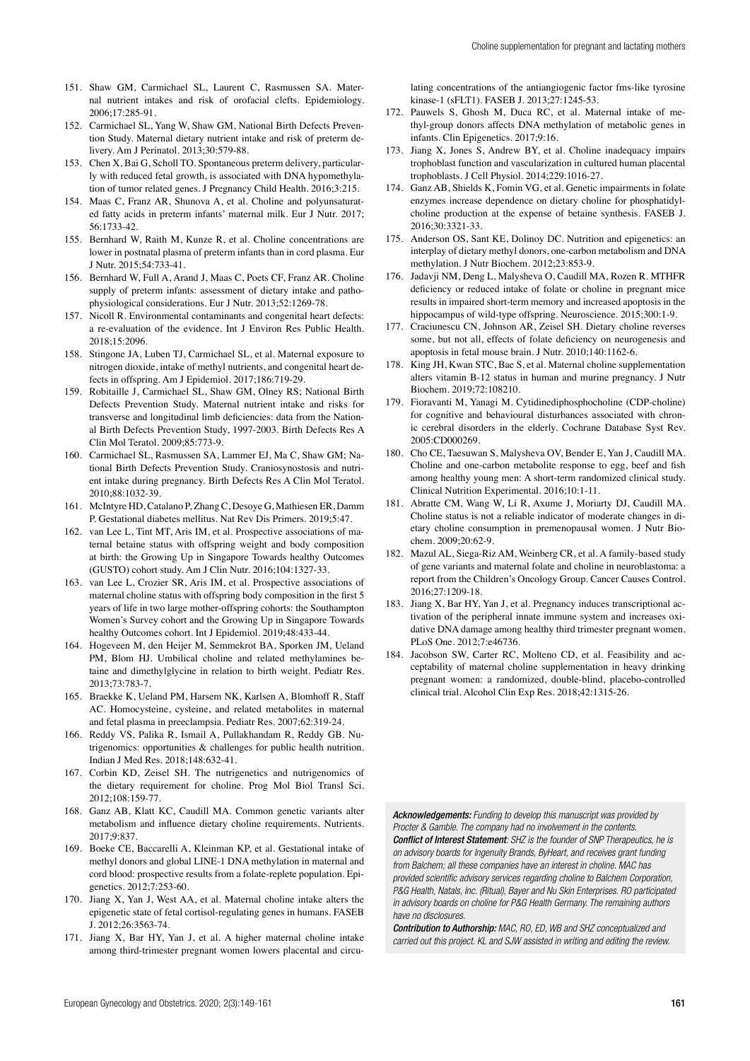151. Shaw GM, Carmichael SL, Laurent C, Rasmussen SA. Maternal nutrient intakes and risk of orofacial clefts. Epidemiology. 2006;17:285-91.
152. Carmichael SL, Yang W, Shaw GM, National Birth Defects Prevention Study. Maternal dietary nutrient intake and risk of preterm delivery. Am J Perinatol. 2013;30:579-88.
153. Chen X, Bai G, Scholl TO. Spontaneous preterm delivery, particularly with reduced fetal growth, is associated with DNA hypomethylation of tumor related genes. J Pregnancy Child Health. 2016;3:215.
154. Maas C, Franz AR, Shunova A, et al. Choline and polyunsaturated fatty acids in preterm infants' maternal milk. Eur J Nutr. 2017; 56:1733-42.
155. Bernhard W, Raith M, Kunze R, et al. Choline concentrations are lower in postnatal plasma of preterm infants than in cord plasma. Eur J Nutr. 2015;54:733-41.
156. Bernhard W, Full A, Arand J, Maas C, Poets CF, Franz AR. Choline supply of preterm infants: assessment of dietary intake and pathophysiological considerations. Eur J Nutr. 2013;52:1269-78.
157. Nicoll R. Environmental contaminants and congenital heart defects: a re-evaluation of the evidence. Int J Environ Res Public Health. 2018;15:2096.
158. Stingone JA, Luben TJ, Carmichael SL, et al. Maternal exposure to nitrogen dioxide, intake of methyl nutrients, and congenital heart defects in offspring. Am J Epidemiol. 2017;186:719-29.
159. Robitaille J, Carmichael SL, Shaw GM, Olney RS; National Birth Defects Prevention Study. Maternal nutrient intake and risks for transverse and longitudinal limb deficiencies: data from the National Birth Defects Prevention Study, 1997-2003. Birth Defects Res A Clin Mol Teratol. 2009;85:773-9.
160. Carmichael SL, Rasmussen SA, Lammer EJ, Ma C, Shaw GM; National Birth Defects Prevention Study. Craniosynostosis and nutrient intake during pregnancy. Birth Defects Res A Clin Mol Teratol. 2010;88:1032-39.
161. McIntyre HD, Catalano P, Zhang C, Desoye G, Mathiesen ER, Damm P. Gestational diabetes mellitus. Nat Rev Dis Primers. 2019;5:47.
162. van Lee L, Tint MT, Aris IM, et al. Prospective associations of maternal betaine status with offspring weight and body composition at birth: the Growing Up in Singapore Towards healthy Outcomes (GUSTO) cohort study. Am J Clin Nutr. 2016;104:1327-33.
163. van Lee L, Crozier SR, Aris IM, et al. Prospective associations of maternal choline status with offspring body composition in the first 5 years of life in two large mother-offspring cohorts: the Southampton Women's Survey cohort and the Growing Up in Singapore Towards healthy Outcomes cohort. Int J Epidemiol. 2019;48:433-44.
164. Hogeveen M, den Heijer M, Semmekrot BA, Sporken JM, Ueland PM, Blom HJ. Umbilical choline and related methylamines betaine and dimethylglycine in relation to birth weight. Pediatr Res. 2013;73:783-7.
165. Braekke K, Ueland PM, Harsem NK, Karlsen A, Blomhoff R, Staff AC. Homocysteine, cysteine, and related metabolites in maternal and fetal plasma in preeclampsia. Pediatr Res. 2007;62:319-24.
166. Reddy VS, Palika R, Ismail A, Pullakhandam R, Reddy GB. Nutrigenomics: opportunities & challenges for public health nutrition. Indian J Med Res. 2018;148:632-41.
167. Corbin KD, Zeisel SH. The nutrigenetics and nutrigenomics of the dietary requirement for choline. Prog Mol Biol Transl Sci. 2012;108:159-77.
168. Ganz AB, Klatt KC, Caudill MA. Common genetic variants alter metabolism and influence dietary choline requirements. Nutrients. 2017;9:837.
169. Boeke CE, Baccarelli A, Kleinman KP, et al. Gestational intake of methyl donors and global LINE-1 DNA methylation in maternal and cord blood: prospective results from a folate-replete population. Epigenetics. 2012;7:253-60.
170. Jiang X, Yan J, West AA, et al. Maternal choline intake alters the epigenetic state of fetal cortisol-regulating genes in humans. FASEB J. 2012;26:3563-74.
171. Jiang X, Bar HY, Yan J, et al. A higher maternal choline intake among third-trimester pregnant women lowers placental and circulating concentrations of the antiangiogenic factor fms-like tyrosine kinase-1 (sFLT1). FASEB J. 2013;27:1245-53.
172. Pauwels S, Ghosh M, Duca RC, et al. Maternal intake of methyl-group donors affects DNA methylation of metabolic genes in infants. Clin Epigenetics. 2017;9:16.
173. Jiang X, Jones S, Andrew BY, et al. Choline inadequacy impairs trophoblast function and vascularization in cultured human placental trophoblasts. J Cell Physiol. 2014;229:1016-27.
174. Ganz AB, Shields K, Fomin VG, et al. Genetic impairments in folate enzymes increase dependence on dietary choline for phosphatidylcholine production at the expense of betaine synthesis. FASEB J. 2016;30:3321-33.
175. Anderson OS, Sant KE, Dolinoy DC. Nutrition and epigenetics: an interplay of dietary methyl donors, one-carbon metabolism and DNA methylation. J Nutr Biochem. 2012;23:853-9.
176. Jadavji NM, Deng L, Malysheva O, Caudill MA, Rozen R. MTHFR deficiency or reduced intake of folate or choline in pregnant mice results in impaired short-term memory and increased apoptosis in the hippocampus of wild-type offspring. Neuroscience. 2015;300:1-9.
177. Craciunescu CN, Johnson AR, Zeisel SH. Dietary choline reverses some, but not all, effects of folate deficiency on neurogenesis and apoptosis in fetal mouse brain. J Nutr. 2010;140:1162-6.
178. King JH, Kwan STC, Bae S, et al. Maternal choline supplementation alters vitamin B-12 status in human and murine pregnancy. J Nutr Biochem. 2019;72:108210.
179. Fioravanti M, Yanagi M. Cytidinediphosphocholine (CDP-choline) for cognitive and behavioural disturbances associated with chronic cerebral disorders in the elderly. Cochrane Database Syst Rev. 2005:CD000269.
180. Cho CE, Taesuwan S, Malysheva OV, Bender E, Yan J, Caudill MA. Choline and one-carbon metabolite response to egg, beef and fish among healthy young men: A short-term randomized clinical study. Clinical Nutrition Experimental. 2016;10:1-11.
181. Abratte CM, Wang W, Li R, Axume J, Moriarty DJ, Caudill MA. Choline status is not a reliable indicator of moderate changes in dietary choline consumption in premenopausal women. J Nutr Biochem. 2009;20:62-9.
182. Mazul AL, Siega-Riz AM, Weinberg CR, et al. A family-based study of gene variants and maternal folate and choline in neuroblastoma: a report from the Children's Oncology Group. Cancer Causes Control. 2016;27:1209-18.
183. Jiang X, Bar HY, Yan J, et al. Pregnancy induces transcriptional activation of the peripheral innate immune system and increases oxidative DNA damage among healthy third trimester pregnant women. PLoS One. 2012;7:e46736.
184. Jacobson SW, Carter RC, Molteno CD, et al. Feasibility and acceptability of maternal choline supplementation in heavy drinking pregnant women: a randomized, double-blind, placebo-controlled clinical trial. Alcohol Clin Exp Res. 2018;42:1315-26.

***Acknowledgements:*** *Funding to develop this manuscript was provided by Procter & Gamble. The company had no involvement in the contents.*
***Conflict of Interest Statement:*** *SHZ is the founder of SNP Therapeutics, he is on advisory boards for Ingenuity Brands, ByHeart, and receives grant funding from Balchem; all these companies have an interest in choline. MAC has provided scientific advisory services regarding choline to Balchem Corporation, P&G Health, Natals, Inc. (Ritual), Bayer and Nu Skin Enterprises. RO participated in advisory boards on choline for P&G Health Germany. The remaining authors have no disclosures.*
***Contribution to Authorship:*** *MAC, RO, ED, WB and SHZ conceptualized and carried out this project. KL and SJW assisted in writing and editing the review.*